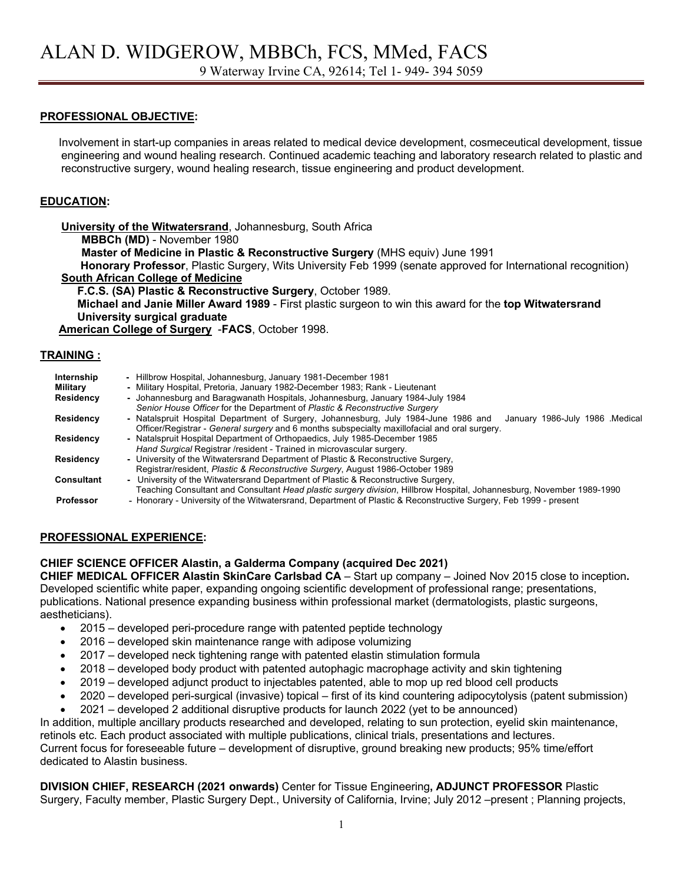# ALAN D. WIDGEROW, MBBCh, FCS, MMed, FACS

9 Waterway Irvine CA, 92614; Tel 1- 949- 394 5059

## PROFESSIONAL OBJECTIVE:

Involvement in start-up companies in areas related to medical device development, cosmeceutical development, tissue engineering and wound healing research. Continued academic teaching and laboratory research related to plastic and reconstructive surgery, wound healing research, tissue engineering and product development.

## EDUCATION:

**University of the Witwatersrand**, Johannesburg, South Africa

**MBBCh (MD)** - November 1980

**Master of Medicine in Plastic & Reconstructive Surgery** (MHS equiv) June 1991

**Honorary Professor**, Plastic Surgery, Wits University Feb 1999 (senate approved for International recognition)

**South African College of Medicine**

**F.C.S. (SA) Plastic & Reconstructive Surgery**, October 1989.

**Michael and Janie Miller Award 1989** - First plastic surgeon to win this award for the **top Witwatersrand University surgical graduate**

**American College of Surgery** -**FACS**, October 1998.

## TRAINING :

| | |
|---|---|
| **Internship** | - Hillbrow Hospital, Johannesburg, January 1981-December 1981 |
| **Military** | - Military Hospital, Pretoria, January 1982-December 1983; Rank - Lieutenant |
| **Residency** | - Johannesburg and Baragwanath Hospitals, Johannesburg, January 1984-July 1984 *Senior House Officer* for the Department of *Plastic & Reconstructive Surgery* |
| **Residency** | - Natalspruit Hospital Department of Surgery, Johannesburg, July 1984-June 1986 and January 1986-July 1986 .Medical Officer/Registrar - *General surgery* and 6 months subspecialty maxillofacial and oral surgery. |
| **Residency** | - Natalspruit Hospital Department of Orthopaedics, July 1985-December 1985 *Hand Surgical* Registrar /resident - Trained in microvascular surgery. |
| **Residency** | - University of the Witwatersrand Department of Plastic & Reconstructive Surgery, Registrar/resident, *Plastic & Reconstructive Surgery*, August 1986-October 1989 |
| **Consultant** | - University of the Witwatersrand Department of Plastic & Reconstructive Surgery, Teaching Consultant and Consultant *Head plastic surgery division*, Hillbrow Hospital, Johannesburg, November 1989-1990 |
| **Professor** | - Honorary - University of the Witwatersrand, Department of Plastic & Reconstructive Surgery, Feb 1999 - present |

## PROFESSIONAL EXPERIENCE:

**CHIEF SCIENCE OFFICER Alastin, a Galderma Company (acquired Dec 2021)**
**CHIEF MEDICAL OFFICER Alastin SkinCare Carlsbad CA** – Start up company – Joined Nov 2015 close to inception**.** Developed scientific white paper, expanding ongoing scientific development of professional range; presentations, publications. National presence expanding business within professional market (dermatologists, plastic surgeons, aestheticians).

- 2015 – developed peri-procedure range with patented peptide technology
- 2016 – developed skin maintenance range with adipose volumizing
- 2017 – developed neck tightening range with patented elastin stimulation formula
- 2018 – developed body product with patented autophagic macrophage activity and skin tightening
- 2019 – developed adjunct product to injectables patented, able to mop up red blood cell products
- 2020 – developed peri-surgical (invasive) topical – first of its kind countering adipocytolysis (patent submission)
- 2021 – developed 2 additional disruptive products for launch 2022 (yet to be announced)

In addition, multiple ancillary products researched and developed, relating to sun protection, eyelid skin maintenance, retinols etc. Each product associated with multiple publications, clinical trials, presentations and lectures. Current focus for foreseeable future – development of disruptive, ground breaking new products; 95% time/effort dedicated to Alastin business.

**DIVISION CHIEF, RESEARCH (2021 onwards)** Center for Tissue Engineering**, ADJUNCT PROFESSOR** Plastic Surgery, Faculty member, Plastic Surgery Dept., University of California, Irvine; July 2012 –present ; Planning projects,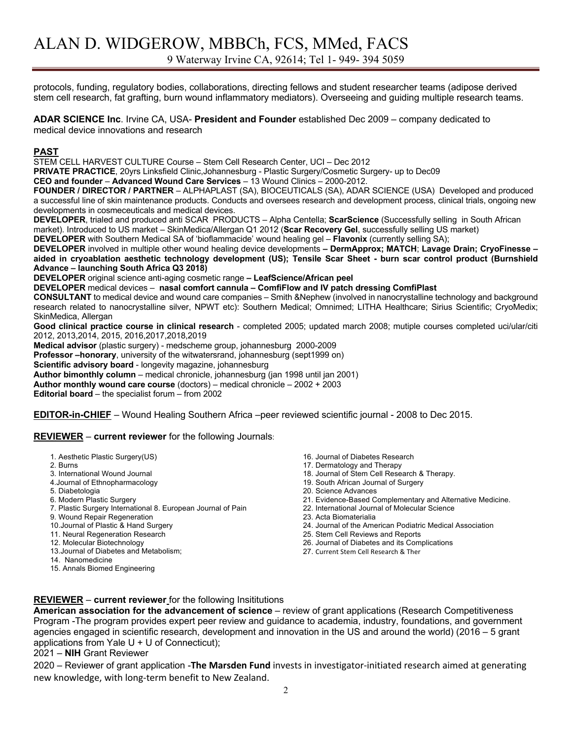protocols, funding, regulatory bodies, collaborations, directing fellows and student researcher teams (adipose derived stem cell research, fat grafting, burn wound inflammatory mediators). Overseeing and guiding multiple research teams.

**ADAR SCIENCE Inc**. Irvine CA, USA- **President and Founder** established Dec 2009 – company dedicated to medical device innovations and research

## PAST

STEM CELL HARVEST CULTURE Course – Stem Cell Research Center, UCI – Dec 2012

**PRIVATE PRACTICE**, 20yrs Linksfield Clinic,Johannesburg - Plastic Surgery/Cosmetic Surgery- up to Dec09

**CEO and founder** – **Advanced Wound Care Services** – 13 Wound Clinics – 2000-2012.

**FOUNDER / DIRECTOR / PARTNER** – ALPHAPLAST (SA), BIOCEUTICALS (SA), ADAR SCIENCE (USA) Developed and produced a successful line of skin maintenance products. Conducts and oversees research and development process, clinical trials, ongoing new developments in cosmeceuticals and medical devices.

**DEVELOPER**, trialed and produced anti SCAR PRODUCTS – Alpha Centella; **ScarScience** (Successfully selling in South African market). Introduced to US market – SkinMedica/Allergan Q1 2012 (**Scar Recovery Gel**, successfully selling US market)

**DEVELOPER** with Southern Medical SA of 'bioflammacide' wound healing gel – **Flavonix** (currently selling SA);

**DEVELOPER** involved in multiple other wound healing device developments **– DermApprox; MATCH**; **Lavage Drain; CryoFinesse – aided in cryoablation aesthetic technology development (US); Tensile Scar Sheet - burn scar control product (Burnshield Advance – launching South Africa Q3 2018)**

**DEVELOPER** original science anti-aging cosmetic range **– LeafScience/African peel**

**DEVELOPER** medical devices – **nasal comfort cannula – ComfiFlow and IV patch dressing ComfiPlast**

**CONSULTANT** to medical device and wound care companies – Smith &Nephew (involved in nanocrystalline technology and background research related to nanocrystalline silver, NPWT etc): Southern Medical; Omnimed; LITHA Healthcare; Sirius Scientific; CryoMedix; SkinMedica, Allergan

**Good clinical practice course in clinical research** - completed 2005; updated march 2008; mutiple courses completed uci/ular/citi 2012, 2013,2014, 2015, 2016,2017,2018,2019

**Medical advisor** (plastic surgery) - medscheme group, johannesburg 2000-2009

**Professor –honorary**, university of the witwatersrand, johannesburg (sept1999 on)

**Scientific advisory board** - longevity magazine, johannesburg

**Author bimonthly column** – medical chronicle, johannesburg (jan 1998 until jan 2001)

**Author monthly wound care course** (doctors) – medical chronicle – 2002 + 2003

**Editorial board** – the specialist forum – from 2002

**EDITOR-in-CHIEF** – Wound Healing Southern Africa –peer reviewed scientific journal - 2008 to Dec 2015.

**REVIEWER** – **current reviewer** for the following Journals:

1. Aesthetic Plastic Surgery(US)
2. Burns
3. International Wound Journal
4. Journal of Ethnopharmacology
5. Diabetologia
6. Modern Plastic Surgery
7. Plastic Surgery International 8. European Journal of Pain
9. Wound Repair Regeneration
10. Journal of Plastic & Hand Surgery
11. Neural Regeneration Research
12. Molecular Biotechnology
13. Journal of Diabetes and Metabolism;
14. Nanomedicine
15. Annals Biomed Engineering
16. Journal of Diabetes Research
17. Dermatology and Therapy
18. Journal of Stem Cell Research & Therapy.
19. South African Journal of Surgery
20. Science Advances
21. Evidence-Based Complementary and Alternative Medicine.
22. International Journal of Molecular Science
23. Acta Biomaterialia
24. Journal of the American Podiatric Medical Association
25. Stem Cell Reviews and Reports
26. Journal of Diabetes and its Complications
27. Current Stem Cell Research & Ther

**REVIEWER** – **current reviewer** for the following Insititutions

**American association for the advancement of science** – review of grant applications (Research Competitiveness Program -The program provides expert peer review and guidance to academia, industry, foundations, and government agencies engaged in scientific research, development and innovation in the US and around the world) (2016 – 5 grant applications from Yale U + U of Connecticut);

2021 – **NIH** Grant Reviewer

2020 – Reviewer of grant application -**The Marsden Fund** invests in investigator-initiated research aimed at generating new knowledge, with long-term benefit to New Zealand.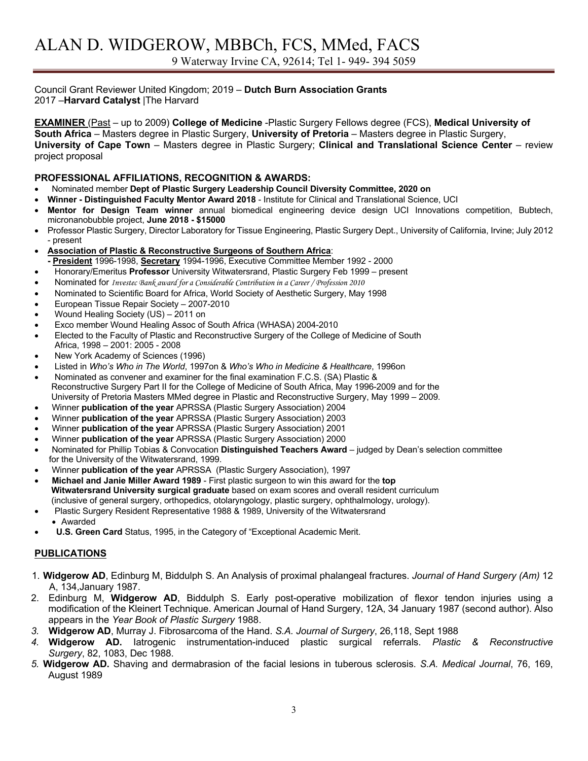Council Grant Reviewer United Kingdom; 2019 – **Dutch Burn Association Grants**
2017 –**Harvard Catalyst** |The Harvard

**EXAMINER** (Past – up to 2009) **College of Medicine** -Plastic Surgery Fellows degree (FCS), **Medical University of South Africa** – Masters degree in Plastic Surgery, **University of Pretoria** – Masters degree in Plastic Surgery, **University of Cape Town** – Masters degree in Plastic Surgery; **Clinical and Translational Science Center** – review project proposal

**PROFESSIONAL AFFILIATIONS, RECOGNITION & AWARDS:**

- Nominated member **Dept of Plastic Surgery Leadership Council Diversity Committee, 2020 on**
- **Winner - Distinguished Faculty Mentor Award 2018** - Institute for Clinical and Translational Science, UCI
- **Mentor for Design Team winner** annual biomedical engineering device design UCI Innovations competition, Bubtech, micronanobubble project, **June 2018 - $15000**
- Professor Plastic Surgery, Director Laboratory for Tissue Engineering, Plastic Surgery Dept., University of California, Irvine; July 2012 - present
- **Association of Plastic & Reconstructive Surgeons of Southern Africa**:
  **- President** 1996-1998, **Secretary** 1994-1996, Executive Committee Member 1992 - 2000
- Honorary/Emeritus **Professor** University Witwatersrand, Plastic Surgery Feb 1999 – present
- Nominated for *Investec Bank award for a Considerable Contribution in a Career / Profession 2010*
- Nominated to Scientific Board for Africa, World Society of Aesthetic Surgery, May 1998
- European Tissue Repair Society – 2007-2010
- Wound Healing Society (US) – 2011 on
- Exco member Wound Healing Assoc of South Africa (WHASA) 2004-2010
- Elected to the Faculty of Plastic and Reconstructive Surgery of the College of Medicine of South Africa, 1998 – 2001: 2005 - 2008
- New York Academy of Sciences (1996)
- Listed in *Who's Who in The World*, 1997on & *Who's Who in Medicine & Healthcare*, 1996on
- Nominated as convener and examiner for the final examination F.C.S. (SA) Plastic & Reconstructive Surgery Part II for the College of Medicine of South Africa, May 1996-2009 and for the University of Pretoria Masters MMed degree in Plastic and Reconstructive Surgery, May 1999 – 2009.
- Winner **publication of the year** APRSSA (Plastic Surgery Association) 2004
- Winner **publication of the year** APRSSA (Plastic Surgery Association) 2003
- Winner **publication of the year** APRSSA (Plastic Surgery Association) 2001
- Winner **publication of the year** APRSSA (Plastic Surgery Association) 2000
- Nominated for Phillip Tobias & Convocation **Distinguished Teachers Award** – judged by Dean's selection committee for the University of the Witwatersrand, 1999.
- Winner **publication of the year** APRSSA (Plastic Surgery Association), 1997
- **Michael and Janie Miller Award 1989** - First plastic surgeon to win this award for the **top Witwatersrand University surgical graduate** based on exam scores and overall resident curriculum (inclusive of general surgery, orthopedics, otolaryngology, plastic surgery, ophthalmology, urology).
- Plastic Surgery Resident Representative 1988 & 1989, University of the Witwatersrand
  - Awarded
- **U.S. Green Card** Status, 1995, in the Category of "Exceptional Academic Merit.

## PUBLICATIONS

1. **Widgerow AD**, Edinburg M, Biddulph S. An Analysis of proximal phalangeal fractures. *Journal of Hand Surgery (Am)* 12 A, 134,January 1987.
2. Edinburg M, **Widgerow AD**, Biddulph S. Early post-operative mobilization of flexor tendon injuries using a modification of the Kleinert Technique. American Journal of Hand Surgery, 12A, 34 January 1987 (second author). Also appears in the *Year Book of Plastic Surgery* 1988.
3. **Widgerow AD**, Murray J. Fibrosarcoma of the Hand. *S.A. Journal of Surgery*, 26,118, Sept 1988
4. **Widgerow AD.** Iatrogenic instrumentation-induced plastic surgical referrals. *Plastic & Reconstructive Surgery*, 82, 1083, Dec 1988.
5. **Widgerow AD.** Shaving and dermabrasion of the facial lesions in tuberous sclerosis. *S.A. Medical Journal*, 76, 169, August 1989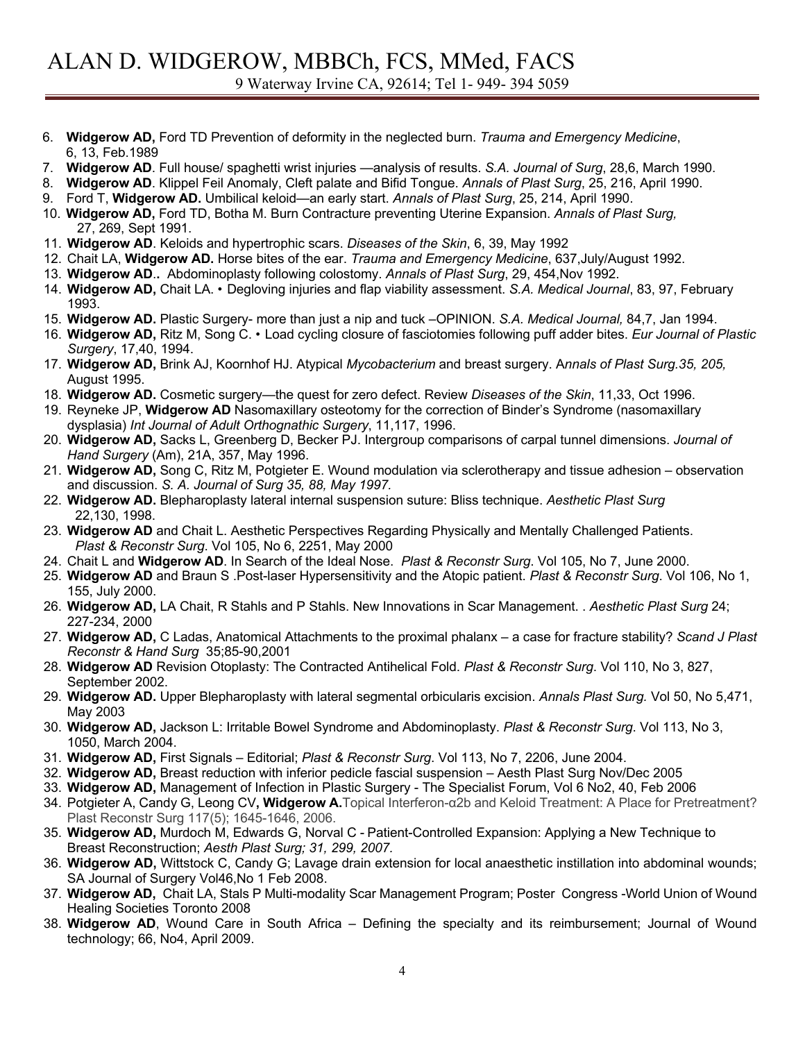6. **Widgerow AD,** Ford TD Prevention of deformity in the neglected burn. *Trauma and Emergency Medicine*, 6, 13, Feb.1989
7. **Widgerow AD**. Full house/ spaghetti wrist injuries —analysis of results. *S.A. Journal of Surg*, 28,6, March 1990.
8. **Widgerow AD**. Klippel Feil Anomaly, Cleft palate and Bifid Tongue. *Annals of Plast Surg*, 25, 216, April 1990.
9. Ford T, **Widgerow AD.** Umbilical keloid—an early start. *Annals of Plast Surg*, 25, 214, April 1990.
10. **Widgerow AD,** Ford TD, Botha M. Burn Contracture preventing Uterine Expansion. *Annals of Plast Surg,* 27, 269, Sept 1991.
11. **Widgerow AD**. Keloids and hypertrophic scars. *Diseases of the Skin*, 6, 39, May 1992
12. Chait LA, **Widgerow AD.** Horse bites of the ear. *Trauma and Emergency Medicine*, 637,July/August 1992.
13. **Widgerow AD..** Abdominoplasty following colostomy. *Annals of Plast Surg*, 29, 454,Nov 1992.
14. **Widgerow AD,** Chait LA. • Degloving injuries and flap viability assessment. *S.A. Medical Journal*, 83, 97, February 1993.
15. **Widgerow AD.** Plastic Surgery- more than just a nip and tuck –OPINION. *S.A. Medical Journal,* 84,7, Jan 1994.
16. **Widgerow AD,** Ritz M, Song C. • Load cycling closure of fasciotomies following puff adder bites. *Eur Journal of Plastic Surgery*, 17,40, 1994.
17. **Widgerow AD,** Brink AJ, Koornhof HJ. Atypical *Mycobacterium* and breast surgery. A*nnals of Plast Surg.35, 205,* August 1995.
18. **Widgerow AD.** Cosmetic surgery—the quest for zero defect. Review *Diseases of the Skin*, 11,33, Oct 1996.
19. Reyneke JP, **Widgerow AD** Nasomaxillary osteotomy for the correction of Binder's Syndrome (nasomaxillary dysplasia) *Int Journal of Adult Orthognathic Surgery*, 11,117, 1996.
20. **Widgerow AD,** Sacks L, Greenberg D, Becker PJ. Intergroup comparisons of carpal tunnel dimensions. *Journal of Hand Surgery* (Am), 21A, 357, May 1996.
21. **Widgerow AD,** Song C, Ritz M, Potgieter E. Wound modulation via sclerotherapy and tissue adhesion – observation and discussion. *S. A. Journal of Surg 35, 88, May 1997.*
22. **Widgerow AD.** Blepharoplasty lateral internal suspension suture: Bliss technique. *Aesthetic Plast Surg* 22,130, 1998.
23. **Widgerow AD** and Chait L. Aesthetic Perspectives Regarding Physically and Mentally Challenged Patients. *Plast & Reconstr Surg*. Vol 105, No 6, 2251, May 2000
24. Chait L and **Widgerow AD**. In Search of the Ideal Nose. *Plast & Reconstr Surg*. Vol 105, No 7, June 2000.
25. **Widgerow AD** and Braun S .Post-laser Hypersensitivity and the Atopic patient. *Plast & Reconstr Surg*. Vol 106, No 1, 155, July 2000.
26. **Widgerow AD,** LA Chait, R Stahls and P Stahls. New Innovations in Scar Management. . *Aesthetic Plast Surg* 24; 227-234, 2000
27. **Widgerow AD,** C Ladas, Anatomical Attachments to the proximal phalanx – a case for fracture stability? *Scand J Plast Reconstr & Hand Surg* 35;85-90,2001
28. **Widgerow AD** Revision Otoplasty: The Contracted Antihelical Fold. *Plast & Reconstr Surg*. Vol 110, No 3, 827, September 2002.
29. **Widgerow AD.** Upper Blepharoplasty with lateral segmental orbicularis excision. *Annals Plast Surg.* Vol 50, No 5,471, May 2003
30. **Widgerow AD,** Jackson L: Irritable Bowel Syndrome and Abdominoplasty. *Plast & Reconstr Surg*. Vol 113, No 3, 1050, March 2004.
31. **Widgerow AD,** First Signals – Editorial; *Plast & Reconstr Surg*. Vol 113, No 7, 2206, June 2004.
32. **Widgerow AD,** Breast reduction with inferior pedicle fascial suspension – Aesth Plast Surg Nov/Dec 2005
33. **Widgerow AD,** Management of Infection in Plastic Surgery - The Specialist Forum, Vol 6 No2, 40, Feb 2006
34. Potgieter A, Candy G, Leong CV**, Widgerow A.**Topical Interferon-α2b and Keloid Treatment: A Place for Pretreatment? Plast Reconstr Surg 117(5); 1645-1646, 2006.
35. **Widgerow AD,** Murdoch M, Edwards G, Norval C - Patient-Controlled Expansion: Applying a New Technique to Breast Reconstruction; *Aesth Plast Surg; 31, 299, 2007.*
36. **Widgerow AD,** Wittstock C, Candy G; Lavage drain extension for local anaesthetic instillation into abdominal wounds; SA Journal of Surgery Vol46,No 1 Feb 2008.
37. **Widgerow AD,** Chait LA, Stals P Multi-modality Scar Management Program; Poster Congress -World Union of Wound Healing Societies Toronto 2008
38. **Widgerow AD**, Wound Care in South Africa – Defining the specialty and its reimbursement; Journal of Wound technology; 66, No4, April 2009.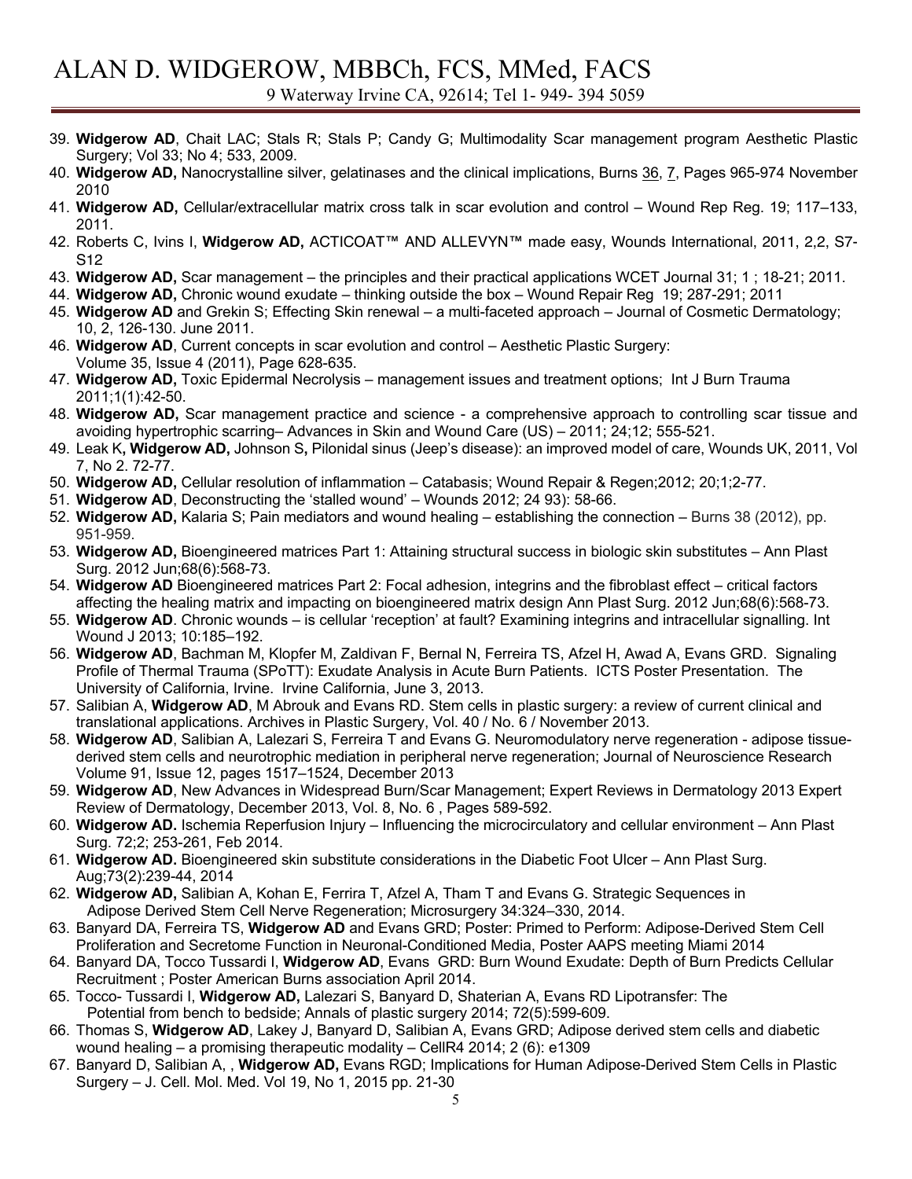39. **Widgerow AD**, Chait LAC; Stals R; Stals P; Candy G; Multimodality Scar management program Aesthetic Plastic Surgery; Vol 33; No 4; 533, 2009.
40. **Widgerow AD,** Nanocrystalline silver, gelatinases and the clinical implications, Burns 36, 7, Pages 965-974 November 2010
41. **Widgerow AD,** Cellular/extracellular matrix cross talk in scar evolution and control – Wound Rep Reg. 19; 117–133, 2011.
42. Roberts C, Ivins I, **Widgerow AD,** ACTICOAT™ AND ALLEVYN™ made easy, Wounds International, 2011, 2,2, S7-S12
43. **Widgerow AD,** Scar management – the principles and their practical applications WCET Journal 31; 1 ; 18-21; 2011.
44. **Widgerow AD,** Chronic wound exudate – thinking outside the box – Wound Repair Reg 19; 287-291; 2011
45. **Widgerow AD** and Grekin S; Effecting Skin renewal – a multi-faceted approach – Journal of Cosmetic Dermatology; 10, 2, 126-130. June 2011.
46. **Widgerow AD**, Current concepts in scar evolution and control – Aesthetic Plastic Surgery: Volume 35, Issue 4 (2011), Page 628-635.
47. **Widgerow AD,** Toxic Epidermal Necrolysis – management issues and treatment options; Int J Burn Trauma 2011;1(1):42-50.
48. **Widgerow AD,** Scar management practice and science - a comprehensive approach to controlling scar tissue and avoiding hypertrophic scarring– Advances in Skin and Wound Care (US) – 2011; 24;12; 555-521.
49. Leak K**, Widgerow AD,** Johnson S**,** Pilonidal sinus (Jeep's disease): an improved model of care, Wounds UK, 2011, Vol 7, No 2. 72-77.
50. **Widgerow AD,** Cellular resolution of inflammation – Catabasis; Wound Repair & Regen;2012; 20;1;2-77.
51. **Widgerow AD**, Deconstructing the 'stalled wound' – Wounds 2012; 24 93): 58-66.
52. **Widgerow AD,** Kalaria S; Pain mediators and wound healing – establishing the connection – Burns 38 (2012), pp. 951-959.
53. **Widgerow AD,** Bioengineered matrices Part 1: Attaining structural success in biologic skin substitutes – Ann Plast Surg. 2012 Jun;68(6):568-73.
54. **Widgerow AD** Bioengineered matrices Part 2: Focal adhesion, integrins and the fibroblast effect – critical factors affecting the healing matrix and impacting on bioengineered matrix design Ann Plast Surg. 2012 Jun;68(6):568-73.
55. **Widgerow AD**. Chronic wounds – is cellular 'reception' at fault? Examining integrins and intracellular signalling. Int Wound J 2013; 10:185–192.
56. **Widgerow AD**, Bachman M, Klopfer M, Zaldivan F, Bernal N, Ferreira TS, Afzel H, Awad A, Evans GRD. Signaling Profile of Thermal Trauma (SPoTT): Exudate Analysis in Acute Burn Patients. ICTS Poster Presentation. The University of California, Irvine. Irvine California, June 3, 2013.
57. Salibian A, **Widgerow AD**, M Abrouk and Evans RD. Stem cells in plastic surgery: a review of current clinical and translational applications. Archives in Plastic Surgery, Vol. 40 / No. 6 / November 2013.
58. **Widgerow AD**, Salibian A, Lalezari S, Ferreira T and Evans G. Neuromodulatory nerve regeneration - adipose tissue-derived stem cells and neurotrophic mediation in peripheral nerve regeneration; Journal of Neuroscience Research Volume 91, Issue 12, pages 1517–1524, December 2013
59. **Widgerow AD**, New Advances in Widespread Burn/Scar Management; Expert Reviews in Dermatology 2013 Expert Review of Dermatology, December 2013, Vol. 8, No. 6 , Pages 589-592.
60. **Widgerow AD.** Ischemia Reperfusion Injury – Influencing the microcirculatory and cellular environment – Ann Plast Surg. 72;2; 253-261, Feb 2014.
61. **Widgerow AD.** Bioengineered skin substitute considerations in the Diabetic Foot Ulcer – Ann Plast Surg. Aug;73(2):239-44, 2014
62. **Widgerow AD,** Salibian A, Kohan E, Ferrira T, Afzel A, Tham T and Evans G. Strategic Sequences in Adipose Derived Stem Cell Nerve Regeneration; Microsurgery 34:324–330, 2014.
63. Banyard DA, Ferreira TS, **Widgerow AD** and Evans GRD; Poster: Primed to Perform: Adipose-Derived Stem Cell Proliferation and Secretome Function in Neuronal-Conditioned Media, Poster AAPS meeting Miami 2014
64. Banyard DA, Tocco Tussardi I, **Widgerow AD**, Evans GRD: Burn Wound Exudate: Depth of Burn Predicts Cellular Recruitment ; Poster American Burns association April 2014.
65. Tocco- Tussardi I, **Widgerow AD,** Lalezari S, Banyard D, Shaterian A, Evans RD Lipotransfer: The Potential from bench to bedside; Annals of plastic surgery 2014; 72(5):599-609.
66. Thomas S, **Widgerow AD**, Lakey J, Banyard D, Salibian A, Evans GRD; Adipose derived stem cells and diabetic wound healing – a promising therapeutic modality – CellR4 2014; 2 (6): e1309
67. Banyard D, Salibian A, , **Widgerow AD,** Evans RGD; Implications for Human Adipose-Derived Stem Cells in Plastic Surgery – J. Cell. Mol. Med. Vol 19, No 1, 2015 pp. 21-30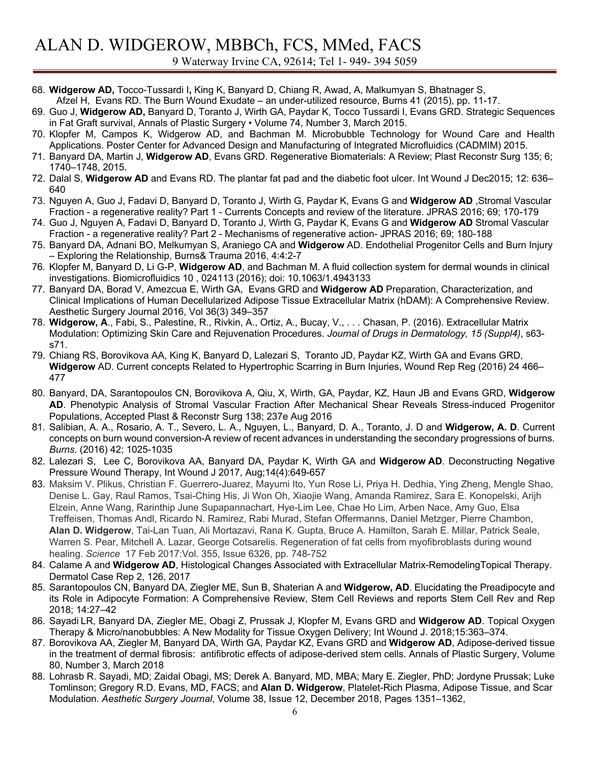68. **Widgerow AD,** Tocco-Tussardi I**,** King K, Banyard D, Chiang R, Awad, A, Malkumyan S, Bhatnager S, Afzel H, Evans RD. The Burn Wound Exudate – an under-utilized resource, Burns 41 (2015), pp. 11-17.
69. Guo J, **Widgerow AD,** Banyard D, Toranto J, Wirth GA, Paydar K, Tocco Tussardi I, Evans GRD. Strategic Sequences in Fat Graft survival, Annals of Plastic Surgery • Volume 74, Number 3, March 2015.
70. Klopfer M, Campos K, Widgerow AD, and Bachman M. Microbubble Technology for Wound Care and Health Applications. Poster Center for Advanced Design and Manufacturing of Integrated Microfluidics (CADMIM) 2015.
71. Banyard DA, Martin J, **Widgerow AD**, Evans GRD. Regenerative Biomaterials: A Review; Plast Reconstr Surg 135; 6; 1740–1748, 2015.
72. Dalal S, **Widgerow AD** and Evans RD. The plantar fat pad and the diabetic foot ulcer. Int Wound J Dec2015; 12: 636–640
73. Nguyen A, Guo J, Fadavi D, Banyard D, Toranto J, Wirth G, Paydar K, Evans G and **Widgerow AD** ,Stromal Vascular Fraction - a regenerative reality? Part 1 - Currents Concepts and review of the literature. JPRAS 2016; 69; 170-179
74. Guo J, Nguyen A, Fadavi D, Banyard D, Toranto J, Wirth G, Paydar K, Evans G and **Widgerow AD** Stromal Vascular Fraction - a regenerative reality? Part 2 - Mechanisms of regenerative action- JPRAS 2016; 69; 180-188
75. Banyard DA, Adnani BO, Melkumyan S, Araniego CA and **Widgerow** AD. Endothelial Progenitor Cells and Burn Injury – Exploring the Relationship, Burns& Trauma 2016, 4:4:2-7
76. Klopfer M, Banyard D, Li G-P, **Widgerow AD**, and Bachman M. A fluid collection system for dermal wounds in clinical investigations. Biomicrofluidics 10 , 024113 (2016); doi: 10.1063/1.4943133
77. Banyard DA, Borad V, Amezcua E, Wirth GA, Evans GRD and **Widgerow AD** Preparation, Characterization, and Clinical Implications of Human Decellularized Adipose Tissue Extracellular Matrix (hDAM): A Comprehensive Review. Aesthetic Surgery Journal 2016, Vol 36(3) 349–357
78. **Widgerow, A**., Fabi, S., Palestine, R., Rivkin, A., Ortiz, A., Bucay, V., . . . Chasan, P. (2016). Extracellular Matrix Modulation: Optimizing Skin Care and Rejuvenation Procedures. *Journal of Drugs in Dermatology, 15 (Suppl4)*, s63-s71.
79. Chiang RS, Borovikova AA, King K, Banyard D, Lalezari S, Toranto JD, Paydar KZ, Wirth GA and Evans GRD, **Widgerow** AD. Current concepts Related to Hypertrophic Scarring in Burn Injuries, Wound Rep Reg (2016) 24 466–477
80. Banyard, DA, Sarantopoulos CN, Borovikova A, Qiu, X, Wirth, GA, Paydar, KZ, Haun JB and Evans GRD, **Widgerow AD**. Phenotypic Analysis of Stromal Vascular Fraction After Mechanical Shear Reveals Stress-induced Progenitor Populations, Accepted Plast & Reconstr Surg 138; 237e Aug 2016
81. Salibian, A. A., Rosario, A. T., Severo, L. A., Nguyen, L., Banyard, D. A., Toranto, J. D and **Widgerow, A. D**. Current concepts on burn wound conversion-A review of recent advances in understanding the secondary progressions of burns. *Burns*. (2016) 42; 1025-1035
82. Lalezari S, Lee C, Borovikova AA, Banyard DA, Paydar K, Wirth GA and **Widgerow AD**. Deconstructing Negative Pressure Wound Therapy, Int Wound J 2017, Aug;14(4):649-657
83. Maksim V. Plikus, Christian F. Guerrero-Juarez, Mayumi Ito, Yun Rose Li, Priya H. Dedhia, Ying Zheng, Mengle Shao, Denise L. Gay, Raul Ramos, Tsai-Ching His, Ji Won Oh, Xiaojie Wang, Amanda Ramirez, Sara E. Konopelski, Arijh Elzein, Anne Wang, Rarinthip June Supapannachart, Hye-Lim Lee, Chae Ho Lim, Arben Nace, Amy Guo, Elsa Treffeisen, Thomas Andl, Ricardo N. Ramirez, Rabi Murad, Stefan Offermanns, Daniel Metzger, Pierre Chambon, **Alan D. Widgerow**, Tai-Lan Tuan, Ali Mortazavi, Rana K. Gupta, Bruce A. Hamilton, Sarah E. Millar, Patrick Seale, Warren S. Pear, Mitchell A. Lazar, George Cotsarelis. Regeneration of fat cells from myofibroblasts during wound healing. *Science* 17 Feb 2017:Vol. 355, Issue 6326, pp. 748-752
84. Calame A and **Widgerow AD**, Histological Changes Associated with Extracellular Matrix-RemodelingTopical Therapy. Dermatol Case Rep 2, 126, 2017
85. Sarantopoulos CN, Banyard DA, Ziegler ME, Sun B, Shaterian A and **Widgerow, AD**. Elucidating the Preadipocyte and its Role in Adipocyte Formation: A Comprehensive Review, Stem Cell Reviews and reports Stem Cell Rev and Rep 2018; 14:27–42
86. Sayadi LR, Banyard DA, Ziegler ME, Obagi Z, Prussak J, Klopfer M, Evans GRD and **Widgerow AD**. Topical Oxygen Therapy & Micro/nanobubbles: A New Modality for Tissue Oxygen Delivery; Int Wound J. 2018;15:363–374.
87. Borovikova AA, Ziegler M, Banyard DA, Wirth GA, Paydar KZ, Evans GRD and **Widgerow AD**, Adipose-derived tissue in the treatment of dermal fibrosis: antifibrotic effects of adipose-derived stem cells. Annals of Plastic Surgery, Volume 80, Number 3, March 2018
88. Lohrasb R. Sayadi, MD; Zaidal Obagi, MS; Derek A. Banyard, MD, MBA; Mary E. Ziegler, PhD; Jordyne Prussak; Luke Tomlinson; Gregory R.D. Evans, MD, FACS; and **Alan D. Widgerow**, Platelet-Rich Plasma, Adipose Tissue, and Scar Modulation. *Aesthetic Surgery Journal*, Volume 38, Issue 12, December 2018, Pages 1351–1362,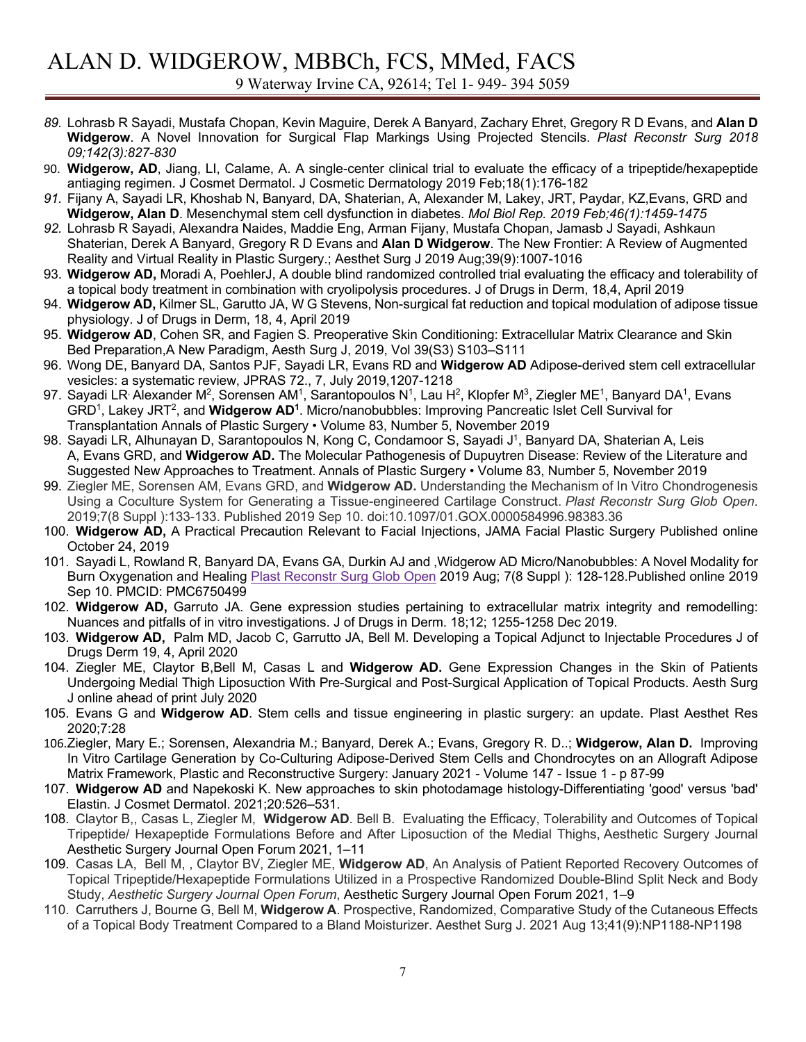89. Lohrasb R Sayadi, Mustafa Chopan, Kevin Maguire, Derek A Banyard, Zachary Ehret, Gregory R D Evans, and **Alan D Widgerow**. A Novel Innovation for Surgical Flap Markings Using Projected Stencils. *Plast Reconstr Surg 2018 09;142(3):827-830*
90. **Widgerow, AD**, Jiang, LI, Calame, A. A single-center clinical trial to evaluate the efficacy of a tripeptide/hexapeptide antiaging regimen. J Cosmet Dermatol. J Cosmetic Dermatology 2019 Feb;18(1):176-182
91. Fijany A, Sayadi LR, Khoshab N, Banyard, DA, Shaterian, A, Alexander M, Lakey, JRT, Paydar, KZ,Evans, GRD and **Widgerow, Alan D**. Mesenchymal stem cell dysfunction in diabetes. *Mol Biol Rep. 2019 Feb;46(1):1459-1475*
92. Lohrasb R Sayadi, Alexandra Naides, Maddie Eng, Arman Fijany, Mustafa Chopan, Jamasb J Sayadi, Ashkaun Shaterian, Derek A Banyard, Gregory R D Evans and **Alan D Widgerow**. The New Frontier: A Review of Augmented Reality and Virtual Reality in Plastic Surgery.; Aesthet Surg J 2019 Aug;39(9):1007-1016
93. **Widgerow AD,** Moradi A, PoehlerJ, A double blind randomized controlled trial evaluating the efficacy and tolerability of a topical body treatment in combination with cryolipolysis procedures. J of Drugs in Derm, 18,4, April 2019
94. **Widgerow AD,** Kilmer SL, Garutto JA, W G Stevens, Non-surgical fat reduction and topical modulation of adipose tissue physiology. J of Drugs in Derm, 18, 4, April 2019
95. **Widgerow AD**, Cohen SR, and Fagien S. Preoperative Skin Conditioning: Extracellular Matrix Clearance and Skin Bed Preparation,A New Paradigm, Aesth Surg J, 2019, Vol 39(S3) S103–S111
96. Wong DE, Banyard DA, Santos PJF, Sayadi LR, Evans RD and **Widgerow AD** Adipose-derived stem cell extracellular vesicles: a systematic review, JPRAS 72., 7, July 2019,1207-1218
97. Sayadi LR, Alexander M[2], Sorensen AM[1], Sarantopoulos N[1], Lau H[2], Klopfer M[3], Ziegler ME[1], Banyard DA[1], Evans GRD[1], Lakey JRT[2], and **Widgerow AD[1]**. Micro/nanobubbles: Improving Pancreatic Islet Cell Survival for Transplantation Annals of Plastic Surgery • Volume 83, Number 5, November 2019
98. Sayadi LR, Alhunayan D, Sarantopoulos N, Kong C, Condamoor S, Sayadi J[1], Banyard DA, Shaterian A, Leis A, Evans GRD, and **Widgerow AD.** The Molecular Pathogenesis of Dupuytren Disease: Review of the Literature and Suggested New Approaches to Treatment. Annals of Plastic Surgery • Volume 83, Number 5, November 2019
99. Ziegler ME, Sorensen AM, Evans GRD, and **Widgerow AD.** Understanding the Mechanism of In Vitro Chondrogenesis Using a Coculture System for Generating a Tissue-engineered Cartilage Construct. *Plast Reconstr Surg Glob Open*. 2019;7(8 Suppl ):133-133. Published 2019 Sep 10. doi:10.1097/01.GOX.0000584996.98383.36
100. **Widgerow AD,** A Practical Precaution Relevant to Facial Injections, JAMA Facial Plastic Surgery Published online October 24, 2019
101. Sayadi L, Rowland R, Banyard DA, Evans GA, Durkin AJ and ,Widgerow AD Micro/Nanobubbles: A Novel Modality for Burn Oxygenation and Healing Plast Reconstr Surg Glob Open 2019 Aug; 7(8 Suppl ): 128-128.Published online 2019 Sep 10. PMCID: PMC6750499
102. **Widgerow AD,** Garruto JA. Gene expression studies pertaining to extracellular matrix integrity and remodelling: Nuances and pitfalls of in vitro investigations. J of Drugs in Derm. 18;12; 1255-1258 Dec 2019.
103. **Widgerow AD,** Palm MD, Jacob C, Garrutto JA, Bell M. Developing a Topical Adjunct to Injectable Procedures J of Drugs Derm 19, 4, April 2020
104. Ziegler ME, Claytor B,Bell M, Casas L and **Widgerow AD.** Gene Expression Changes in the Skin of Patients Undergoing Medial Thigh Liposuction With Pre-Surgical and Post-Surgical Application of Topical Products. Aesth Surg J online ahead of print July 2020
105. Evans G and **Widgerow AD**. Stem cells and tissue engineering in plastic surgery: an update. Plast Aesthet Res 2020;7:28
106. Ziegler, Mary E.; Sorensen, Alexandria M.; Banyard, Derek A.; Evans, Gregory R. D..; **Widgerow, Alan D.** Improving In Vitro Cartilage Generation by Co-Culturing Adipose-Derived Stem Cells and Chondrocytes on an Allograft Adipose Matrix Framework, Plastic and Reconstructive Surgery: January 2021 - Volume 147 - Issue 1 - p 87-99
107. **Widgerow AD** and Napekoski K. New approaches to skin photodamage histology-Differentiating 'good' versus 'bad' Elastin. J Cosmet Dermatol. 2021;20:526–531.
108. Claytor B,, Casas L, Ziegler M, **Widgerow AD**. Bell B. Evaluating the Efficacy, Tolerability and Outcomes of Topical Tripeptide/ Hexapeptide Formulations Before and After Liposuction of the Medial Thighs, Aesthetic Surgery Journal Aesthetic Surgery Journal Open Forum 2021, 1–11
109. Casas LA, Bell M, , Claytor BV, Ziegler ME, **Widgerow AD**, An Analysis of Patient Reported Recovery Outcomes of Topical Tripeptide/Hexapeptide Formulations Utilized in a Prospective Randomized Double-Blind Split Neck and Body Study, *Aesthetic Surgery Journal Open Forum*, Aesthetic Surgery Journal Open Forum 2021, 1–9
110. Carruthers J, Bourne G, Bell M, **Widgerow A**. Prospective, Randomized, Comparative Study of the Cutaneous Effects of a Topical Body Treatment Compared to a Bland Moisturizer. Aesthet Surg J. 2021 Aug 13;41(9):NP1188-NP1198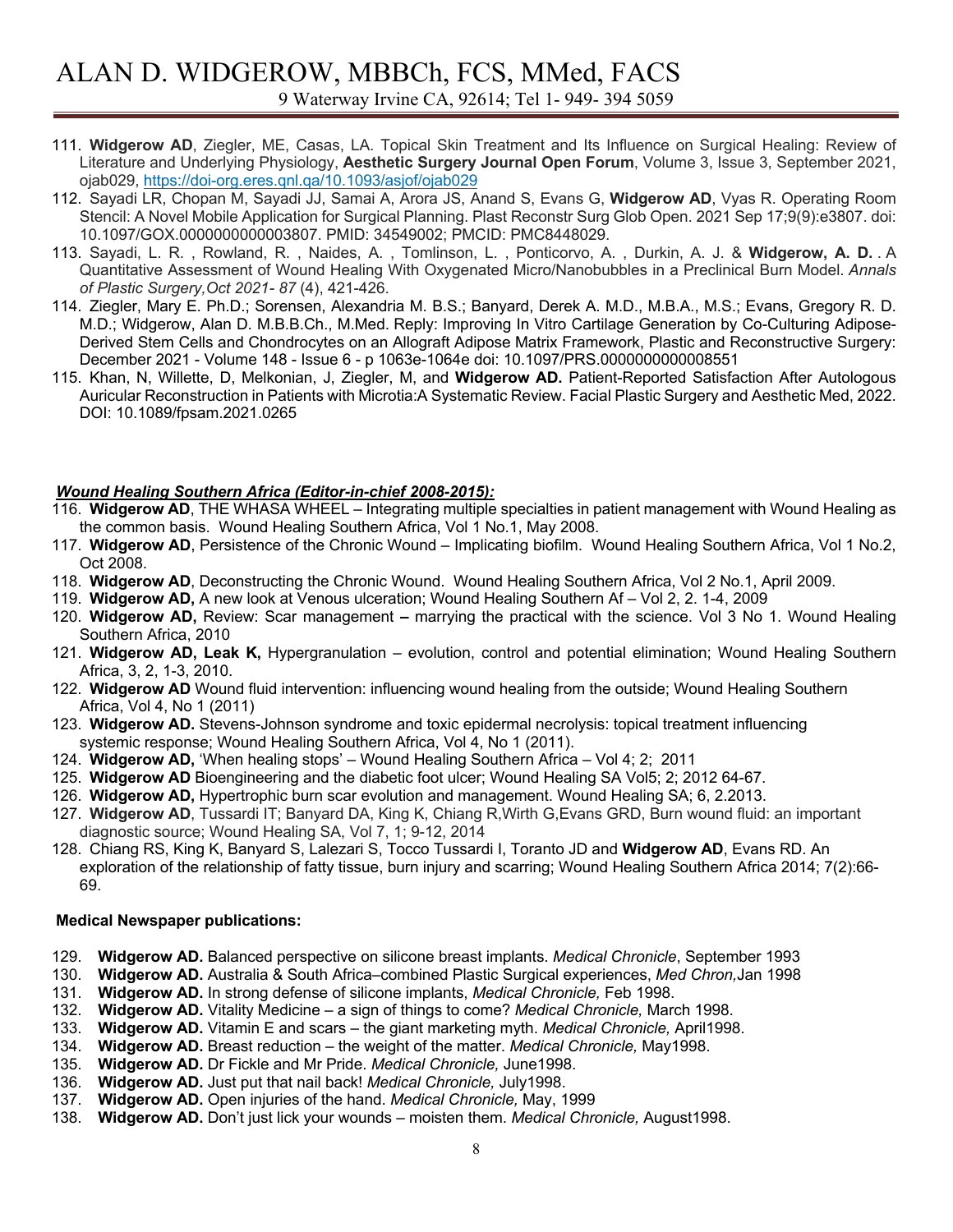111. **Widgerow AD**, Ziegler, ME, Casas, LA. Topical Skin Treatment and Its Influence on Surgical Healing: Review of Literature and Underlying Physiology, **Aesthetic Surgery Journal Open Forum**, Volume 3, Issue 3, September 2021, ojab029, https://doi-org.eres.qnl.qa/10.1093/asjof/ojab029
112. Sayadi LR, Chopan M, Sayadi JJ, Samai A, Arora JS, Anand S, Evans G, **Widgerow AD**, Vyas R. Operating Room Stencil: A Novel Mobile Application for Surgical Planning. Plast Reconstr Surg Glob Open. 2021 Sep 17;9(9):e3807. doi: 10.1097/GOX.0000000000003807. PMID: 34549002; PMCID: PMC8448029.
113. Sayadi, L. R. , Rowland, R. , Naides, A. , Tomlinson, L. , Ponticorvo, A. , Durkin, A. J. & **Widgerow, A. D.** . A Quantitative Assessment of Wound Healing With Oxygenated Micro/Nanobubbles in a Preclinical Burn Model. *Annals of Plastic Surgery,Oct 2021- 87* (4), 421-426.
114. Ziegler, Mary E. Ph.D.; Sorensen, Alexandria M. B.S.; Banyard, Derek A. M.D., M.B.A., M.S.; Evans, Gregory R. D. M.D.; Widgerow, Alan D. M.B.B.Ch., M.Med. Reply: Improving In Vitro Cartilage Generation by Co-Culturing Adipose-Derived Stem Cells and Chondrocytes on an Allograft Adipose Matrix Framework, Plastic and Reconstructive Surgery: December 2021 - Volume 148 - Issue 6 - p 1063e-1064e doi: 10.1097/PRS.0000000000008551
115. Khan, N, Willette, D, Melkonian, J, Ziegler, M, and **Widgerow AD.** Patient-Reported Satisfaction After Autologous Auricular Reconstruction in Patients with Microtia:A Systematic Review. Facial Plastic Surgery and Aesthetic Med, 2022. DOI: 10.1089/fpsam.2021.0265

***Wound Healing Southern Africa (Editor-in-chief 2008-2015):***

116. **Widgerow AD**, THE WHASA WHEEL – Integrating multiple specialties in patient management with Wound Healing as the common basis. Wound Healing Southern Africa, Vol 1 No.1, May 2008.
117. **Widgerow AD**, Persistence of the Chronic Wound – Implicating biofilm. Wound Healing Southern Africa, Vol 1 No.2, Oct 2008.
118. **Widgerow AD**, Deconstructing the Chronic Wound. Wound Healing Southern Africa, Vol 2 No.1, April 2009.
119. **Widgerow AD,** A new look at Venous ulceration; Wound Healing Southern Af – Vol 2, 2. 1-4, 2009
120. **Widgerow AD,** Review: Scar management **–** marrying the practical with the science. Vol 3 No 1. Wound Healing Southern Africa, 2010
121. **Widgerow AD, Leak K,** Hypergranulation – evolution, control and potential elimination; Wound Healing Southern Africa, 3, 2, 1-3, 2010.
122. **Widgerow AD** Wound fluid intervention: influencing wound healing from the outside; Wound Healing Southern Africa, Vol 4, No 1 (2011)
123. **Widgerow AD.** Stevens-Johnson syndrome and toxic epidermal necrolysis: topical treatment influencing systemic response; Wound Healing Southern Africa, Vol 4, No 1 (2011).
124. **Widgerow AD,** 'When healing stops' – Wound Healing Southern Africa – Vol 4; 2; 2011
125. **Widgerow AD** Bioengineering and the diabetic foot ulcer; Wound Healing SA Vol5; 2; 2012 64-67.
126. **Widgerow AD,** Hypertrophic burn scar evolution and management. Wound Healing SA; 6, 2.2013.
127. **Widgerow AD**, Tussardi IT; Banyard DA, King K, Chiang R,Wirth G,Evans GRD, Burn wound fluid: an important diagnostic source; Wound Healing SA, Vol 7, 1; 9-12, 2014
128. Chiang RS, King K, Banyard S, Lalezari S, Tocco Tussardi I, Toranto JD and **Widgerow AD**, Evans RD. An exploration of the relationship of fatty tissue, burn injury and scarring; Wound Healing Southern Africa 2014; 7(2):66-69.

**Medical Newspaper publications:**

129. **Widgerow AD.** Balanced perspective on silicone breast implants. *Medical Chronicle*, September 1993
130. **Widgerow AD.** Australia & South Africa–combined Plastic Surgical experiences, *Med Chron,*Jan 1998
131. **Widgerow AD.** In strong defense of silicone implants, *Medical Chronicle,* Feb 1998.
132. **Widgerow AD.** Vitality Medicine – a sign of things to come? *Medical Chronicle,* March 1998.
133. **Widgerow AD.** Vitamin E and scars – the giant marketing myth. *Medical Chronicle,* April1998.
134. **Widgerow AD.** Breast reduction – the weight of the matter. *Medical Chronicle,* May1998.
135. **Widgerow AD.** Dr Fickle and Mr Pride. *Medical Chronicle,* June1998.
136. **Widgerow AD.** Just put that nail back! *Medical Chronicle,* July1998.
137. **Widgerow AD.** Open injuries of the hand. *Medical Chronicle,* May, 1999
138. **Widgerow AD.** Don't just lick your wounds – moisten them. *Medical Chronicle,* August1998.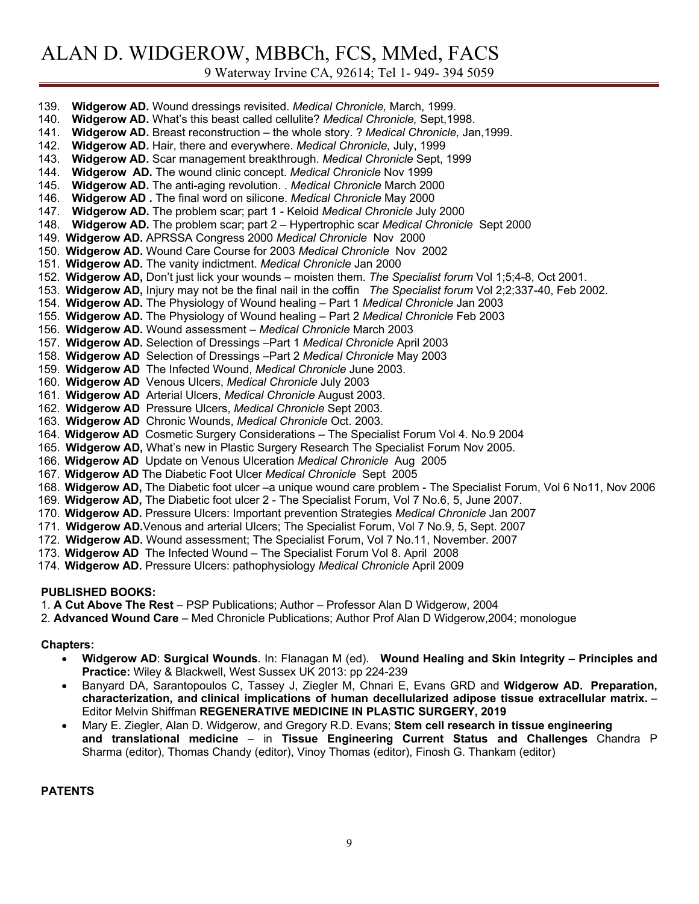139. **Widgerow AD.** Wound dressings revisited. *Medical Chronicle,* March, 1999.
140. **Widgerow AD.** What's this beast called cellulite? *Medical Chronicle,* Sept,1998.
141. **Widgerow AD.** Breast reconstruction – the whole story. ? *Medical Chronicle,* Jan,1999.
142. **Widgerow AD.** Hair, there and everywhere. *Medical Chronicle,* July, 1999
143. **Widgerow AD.** Scar management breakthrough. *Medical Chronicle* Sept, 1999
144. **Widgerow AD.** The wound clinic concept. *Medical Chronicle* Nov 1999
145. **Widgerow AD.** The anti-aging revolution. . *Medical Chronicle* March 2000
146. **Widgerow AD .** The final word on silicone. *Medical Chronicle* May 2000
147. **Widgerow AD.** The problem scar; part 1 - Keloid *Medical Chronicle* July 2000
148. **Widgerow AD.** The problem scar; part 2 – Hypertrophic scar *Medical Chronicle* Sept 2000
149. **Widgerow AD.** APRSSA Congress 2000 *Medical Chronicle* Nov 2000
150. **Widgerow AD.** Wound Care Course for 2003 *Medical Chronicle* Nov 2002
151. **Widgerow AD.** The vanity indictment. *Medical Chronicle* Jan 2000
152. **Widgerow AD,** Don't just lick your wounds – moisten them. *The Specialist forum* Vol 1;5;4-8, Oct 2001.
153. **Widgerow AD,** Injury may not be the final nail in the coffin *The Specialist forum* Vol 2;2;337-40, Feb 2002.
154. **Widgerow AD.** The Physiology of Wound healing – Part 1 *Medical Chronicle* Jan 2003
155. **Widgerow AD.** The Physiology of Wound healing – Part 2 *Medical Chronicle* Feb 2003
156. **Widgerow AD.** Wound assessment – *Medical Chronicle* March 2003
157. **Widgerow AD.** Selection of Dressings –Part 1 *Medical Chronicle* April 2003
158. **Widgerow AD** Selection of Dressings –Part 2 *Medical Chronicle* May 2003
159. **Widgerow AD** The Infected Wound, *Medical Chronicle* June 2003.
160. **Widgerow AD** Venous Ulcers, *Medical Chronicle* July 2003
161. **Widgerow AD** Arterial Ulcers, *Medical Chronicle* August 2003.
162. **Widgerow AD** Pressure Ulcers, *Medical Chronicle* Sept 2003.
163. **Widgerow AD** Chronic Wounds, *Medical Chronicle* Oct. 2003.
164. **Widgerow AD** Cosmetic Surgery Considerations – The Specialist Forum Vol 4. No.9 2004
165. **Widgerow AD,** What's new in Plastic Surgery Research The Specialist Forum Nov 2005.
166. **Widgerow AD** Update on Venous Ulceration *Medical Chronicle* Aug 2005
167. **Widgerow AD** The Diabetic Foot Ulcer *Medical Chronicle* Sept 2005
168. **Widgerow AD,** The Diabetic foot ulcer –a unique wound care problem - The Specialist Forum, Vol 6 No11, Nov 2006
169. **Widgerow AD,** The Diabetic foot ulcer 2 - The Specialist Forum, Vol 7 No.6, 5, June 2007.
170. **Widgerow AD.** Pressure Ulcers: Important prevention Strategies *Medical Chronicle* Jan 2007
171. **Widgerow AD.**Venous and arterial Ulcers; The Specialist Forum, Vol 7 No.9, 5, Sept. 2007
172. **Widgerow AD.** Wound assessment; The Specialist Forum, Vol 7 No.11, November. 2007
173. **Widgerow AD** The Infected Wound – The Specialist Forum Vol 8. April 2008
174. **Widgerow AD.** Pressure Ulcers: pathophysiology *Medical Chronicle* April 2009

**PUBLISHED BOOKS:**

1. **A Cut Above The Rest** – PSP Publications; Author – Professor Alan D Widgerow, 2004
2. **Advanced Wound Care** – Med Chronicle Publications; Author Prof Alan D Widgerow,2004; monologue

**Chapters:**

- **Widgerow AD**: **Surgical Wounds**. In: Flanagan M (ed). **Wound Healing and Skin Integrity – Principles and Practice:** Wiley & Blackwell, West Sussex UK 2013: pp 224-239
- Banyard DA, Sarantopoulos C, Tassey J, Ziegler M, Chnari E, Evans GRD and **Widgerow AD. Preparation, characterization, and clinical implications of human decellularized adipose tissue extracellular matrix.** – Editor Melvin Shiffman **REGENERATIVE MEDICINE IN PLASTIC SURGERY, 2019**
- Mary E. Ziegler, Alan D. Widgerow, and Gregory R.D. Evans; **Stem cell research in tissue engineering and translational medicine** – in **Tissue Engineering Current Status and Challenges** Chandra P Sharma (editor), Thomas Chandy (editor), Vinoy Thomas (editor), Finosh G. Thankam (editor)

**PATENTS**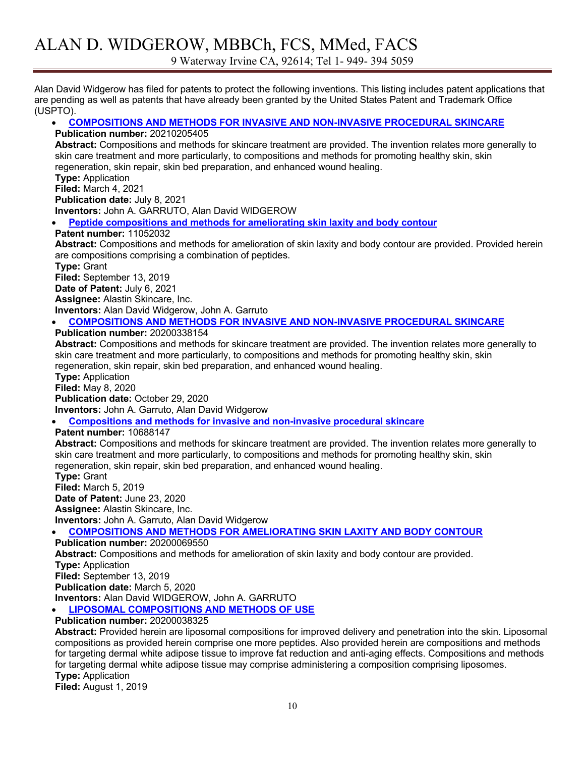# ALAN D. WIDGEROW, MBBCh, FCS, MMed, FACS

9 Waterway Irvine CA, 92614; Tel 1- 949- 394 5059

Alan David Widgerow has filed for patents to protect the following inventions. This listing includes patent applications that are pending as well as patents that have already been granted by the United States Patent and Trademark Office (USPTO).

- **COMPOSITIONS AND METHODS FOR INVASIVE AND NON-INVASIVE PROCEDURAL SKINCARE**
  **Publication number:** 20210205405
  **Abstract:** Compositions and methods for skincare treatment are provided. The invention relates more generally to skin care treatment and more particularly, to compositions and methods for promoting healthy skin, skin regeneration, skin repair, skin bed preparation, and enhanced wound healing.
  **Type:** Application
  **Filed:** March 4, 2021
  **Publication date:** July 8, 2021
  **Inventors:** John A. GARRUTO, Alan David WIDGEROW
- **Peptide compositions and methods for ameliorating skin laxity and body contour**
  **Patent number:** 11052032
  **Abstract:** Compositions and methods for amelioration of skin laxity and body contour are provided. Provided herein are compositions comprising a combination of peptides.
  **Type:** Grant
  **Filed:** September 13, 2019
  **Date of Patent:** July 6, 2021
  **Assignee:** Alastin Skincare, Inc.
  **Inventors:** Alan David Widgerow, John A. Garruto
- **COMPOSITIONS AND METHODS FOR INVASIVE AND NON-INVASIVE PROCEDURAL SKINCARE**
  **Publication number:** 20200338154
  **Abstract:** Compositions and methods for skincare treatment are provided. The invention relates more generally to skin care treatment and more particularly, to compositions and methods for promoting healthy skin, skin regeneration, skin repair, skin bed preparation, and enhanced wound healing.
  **Type:** Application
  **Filed:** May 8, 2020
  **Publication date:** October 29, 2020
  **Inventors:** John A. Garruto, Alan David Widgerow
- **Compositions and methods for invasive and non-invasive procedural skincare**
  **Patent number:** 10688147
  **Abstract:** Compositions and methods for skincare treatment are provided. The invention relates more generally to skin care treatment and more particularly, to compositions and methods for promoting healthy skin, skin regeneration, skin repair, skin bed preparation, and enhanced wound healing.
  **Type:** Grant
  **Filed:** March 5, 2019
  **Date of Patent:** June 23, 2020
  **Assignee:** Alastin Skincare, Inc.
  **Inventors:** John A. Garruto, Alan David Widgerow
- **COMPOSITIONS AND METHODS FOR AMELIORATING SKIN LAXITY AND BODY CONTOUR**
  **Publication number:** 20200069550
  **Abstract:** Compositions and methods for amelioration of skin laxity and body contour are provided.
  **Type:** Application
  **Filed:** September 13, 2019
  **Publication date:** March 5, 2020
  **Inventors:** Alan David WIDGEROW, John A. GARRUTO
- **LIPOSOMAL COMPOSITIONS AND METHODS OF USE**
  **Publication number:** 20200038325
  **Abstract:** Provided herein are liposomal compositions for improved delivery and penetration into the skin. Liposomal compositions as provided herein comprise one more peptides. Also provided herein are compositions and methods for targeting dermal white adipose tissue to improve fat reduction and anti-aging effects. Compositions and methods for targeting dermal white adipose tissue may comprise administering a composition comprising liposomes.
  **Type:** Application
  **Filed:** August 1, 2019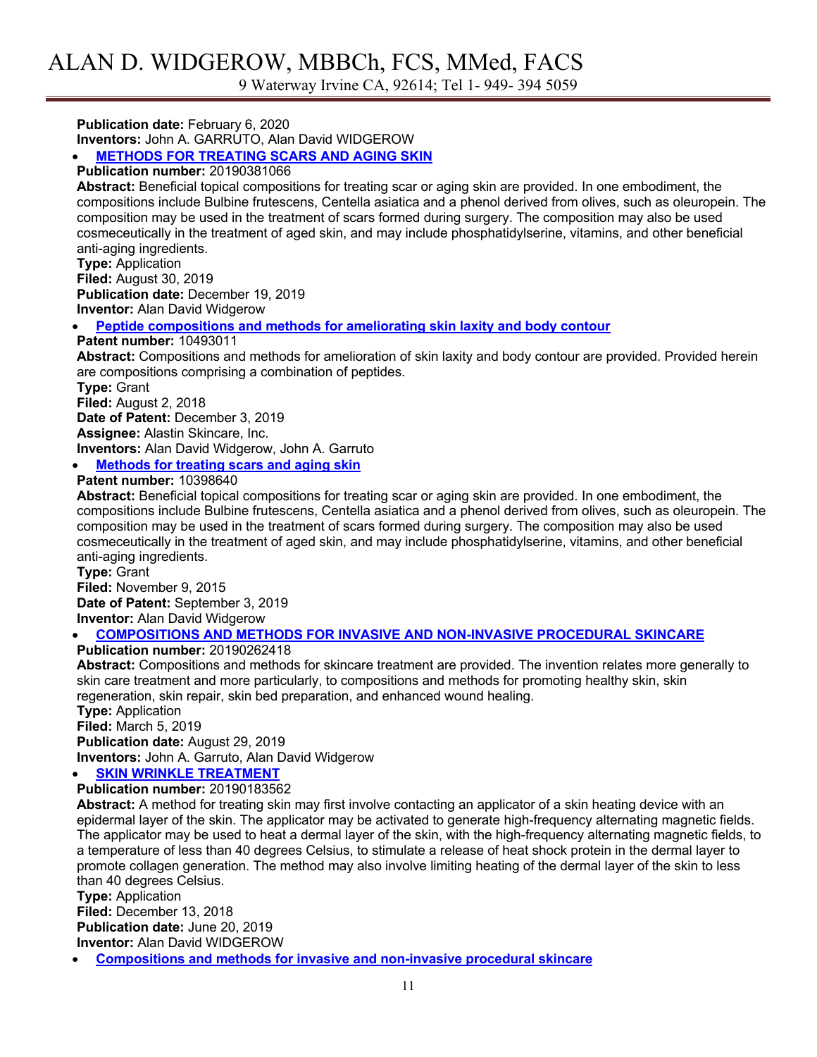**Publication date:** February 6, 2020
**Inventors:** John A. GARRUTO, Alan David WIDGEROW

- **METHODS FOR TREATING SCARS AND AGING SKIN**

**Publication number:** 20190381066
**Abstract:** Beneficial topical compositions for treating scar or aging skin are provided. In one embodiment, the compositions include Bulbine frutescens, Centella asiatica and a phenol derived from olives, such as oleuropein. The composition may be used in the treatment of scars formed during surgery. The composition may also be used cosmeceutically in the treatment of aged skin, and may include phosphatidylserine, vitamins, and other beneficial anti-aging ingredients.
**Type:** Application
**Filed:** August 30, 2019
**Publication date:** December 19, 2019
**Inventor:** Alan David Widgerow

- **Peptide compositions and methods for ameliorating skin laxity and body contour**

**Patent number:** 10493011
**Abstract:** Compositions and methods for amelioration of skin laxity and body contour are provided. Provided herein are compositions comprising a combination of peptides.
**Type:** Grant
**Filed:** August 2, 2018
**Date of Patent:** December 3, 2019
**Assignee:** Alastin Skincare, Inc.
**Inventors:** Alan David Widgerow, John A. Garruto

- **Methods for treating scars and aging skin**

**Patent number:** 10398640
**Abstract:** Beneficial topical compositions for treating scar or aging skin are provided. In one embodiment, the compositions include Bulbine frutescens, Centella asiatica and a phenol derived from olives, such as oleuropein. The composition may be used in the treatment of scars formed during surgery. The composition may also be used cosmeceutically in the treatment of aged skin, and may include phosphatidylserine, vitamins, and other beneficial anti-aging ingredients.
**Type:** Grant
**Filed:** November 9, 2015
**Date of Patent:** September 3, 2019
**Inventor:** Alan David Widgerow

- **COMPOSITIONS AND METHODS FOR INVASIVE AND NON-INVASIVE PROCEDURAL SKINCARE**

**Publication number:** 20190262418
**Abstract:** Compositions and methods for skincare treatment are provided. The invention relates more generally to skin care treatment and more particularly, to compositions and methods for promoting healthy skin, skin regeneration, skin repair, skin bed preparation, and enhanced wound healing.
**Type:** Application
**Filed:** March 5, 2019
**Publication date:** August 29, 2019
**Inventors:** John A. Garruto, Alan David Widgerow

- **SKIN WRINKLE TREATMENT**

**Publication number:** 20190183562
**Abstract:** A method for treating skin may first involve contacting an applicator of a skin heating device with an epidermal layer of the skin. The applicator may be activated to generate high-frequency alternating magnetic fields. The applicator may be used to heat a dermal layer of the skin, with the high-frequency alternating magnetic fields, to a temperature of less than 40 degrees Celsius, to stimulate a release of heat shock protein in the dermal layer to promote collagen generation. The method may also involve limiting heating of the dermal layer of the skin to less than 40 degrees Celsius.
**Type:** Application
**Filed:** December 13, 2018
**Publication date:** June 20, 2019
**Inventor:** Alan David WIDGEROW

- **Compositions and methods for invasive and non-invasive procedural skincare**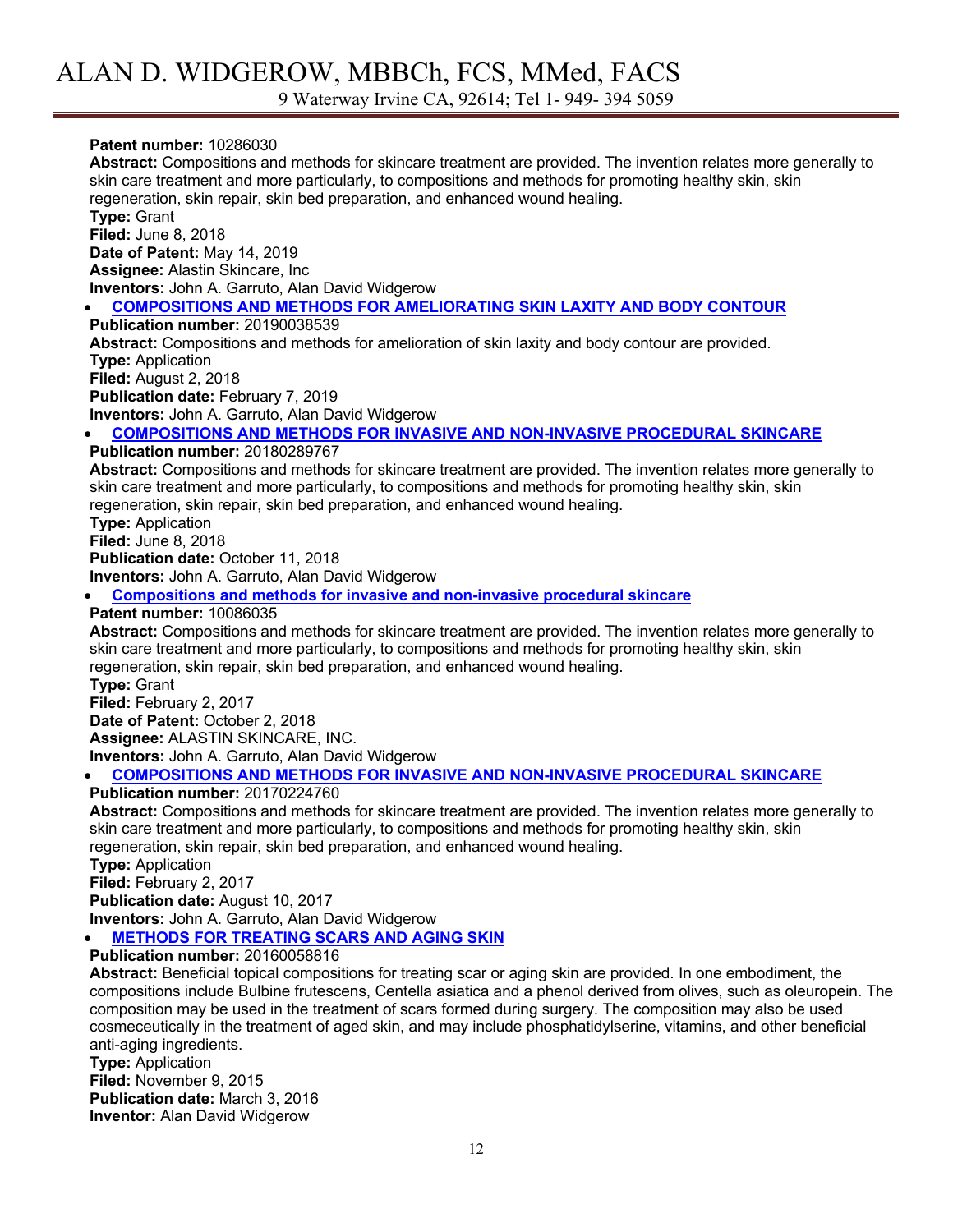**Patent number:** 10286030
**Abstract:** Compositions and methods for skincare treatment are provided. The invention relates more generally to skin care treatment and more particularly, to compositions and methods for promoting healthy skin, skin regeneration, skin repair, skin bed preparation, and enhanced wound healing.
**Type:** Grant
**Filed:** June 8, 2018
**Date of Patent:** May 14, 2019
**Assignee:** Alastin Skincare, Inc
**Inventors:** John A. Garruto, Alan David Widgerow

- **COMPOSITIONS AND METHODS FOR AMELIORATING SKIN LAXITY AND BODY CONTOUR**

**Publication number:** 20190038539
**Abstract:** Compositions and methods for amelioration of skin laxity and body contour are provided.
**Type:** Application
**Filed:** August 2, 2018
**Publication date:** February 7, 2019
**Inventors:** John A. Garruto, Alan David Widgerow

- **COMPOSITIONS AND METHODS FOR INVASIVE AND NON-INVASIVE PROCEDURAL SKINCARE**

**Publication number:** 20180289767
**Abstract:** Compositions and methods for skincare treatment are provided. The invention relates more generally to skin care treatment and more particularly, to compositions and methods for promoting healthy skin, skin regeneration, skin repair, skin bed preparation, and enhanced wound healing.
**Type:** Application
**Filed:** June 8, 2018
**Publication date:** October 11, 2018
**Inventors:** John A. Garruto, Alan David Widgerow

- **Compositions and methods for invasive and non-invasive procedural skincare**

**Patent number:** 10086035
**Abstract:** Compositions and methods for skincare treatment are provided. The invention relates more generally to skin care treatment and more particularly, to compositions and methods for promoting healthy skin, skin regeneration, skin repair, skin bed preparation, and enhanced wound healing.
**Type:** Grant
**Filed:** February 2, 2017
**Date of Patent:** October 2, 2018
**Assignee:** ALASTIN SKINCARE, INC.
**Inventors:** John A. Garruto, Alan David Widgerow

- **COMPOSITIONS AND METHODS FOR INVASIVE AND NON-INVASIVE PROCEDURAL SKINCARE**

**Publication number:** 20170224760
**Abstract:** Compositions and methods for skincare treatment are provided. The invention relates more generally to skin care treatment and more particularly, to compositions and methods for promoting healthy skin, skin regeneration, skin repair, skin bed preparation, and enhanced wound healing.
**Type:** Application
**Filed:** February 2, 2017
**Publication date:** August 10, 2017
**Inventors:** John A. Garruto, Alan David Widgerow

- **METHODS FOR TREATING SCARS AND AGING SKIN**

**Publication number:** 20160058816
**Abstract:** Beneficial topical compositions for treating scar or aging skin are provided. In one embodiment, the compositions include Bulbine frutescens, Centella asiatica and a phenol derived from olives, such as oleuropein. The composition may be used in the treatment of scars formed during surgery. The composition may also be used cosmeceutically in the treatment of aged skin, and may include phosphatidylserine, vitamins, and other beneficial anti-aging ingredients.
**Type:** Application
**Filed:** November 9, 2015
**Publication date:** March 3, 2016
**Inventor:** Alan David Widgerow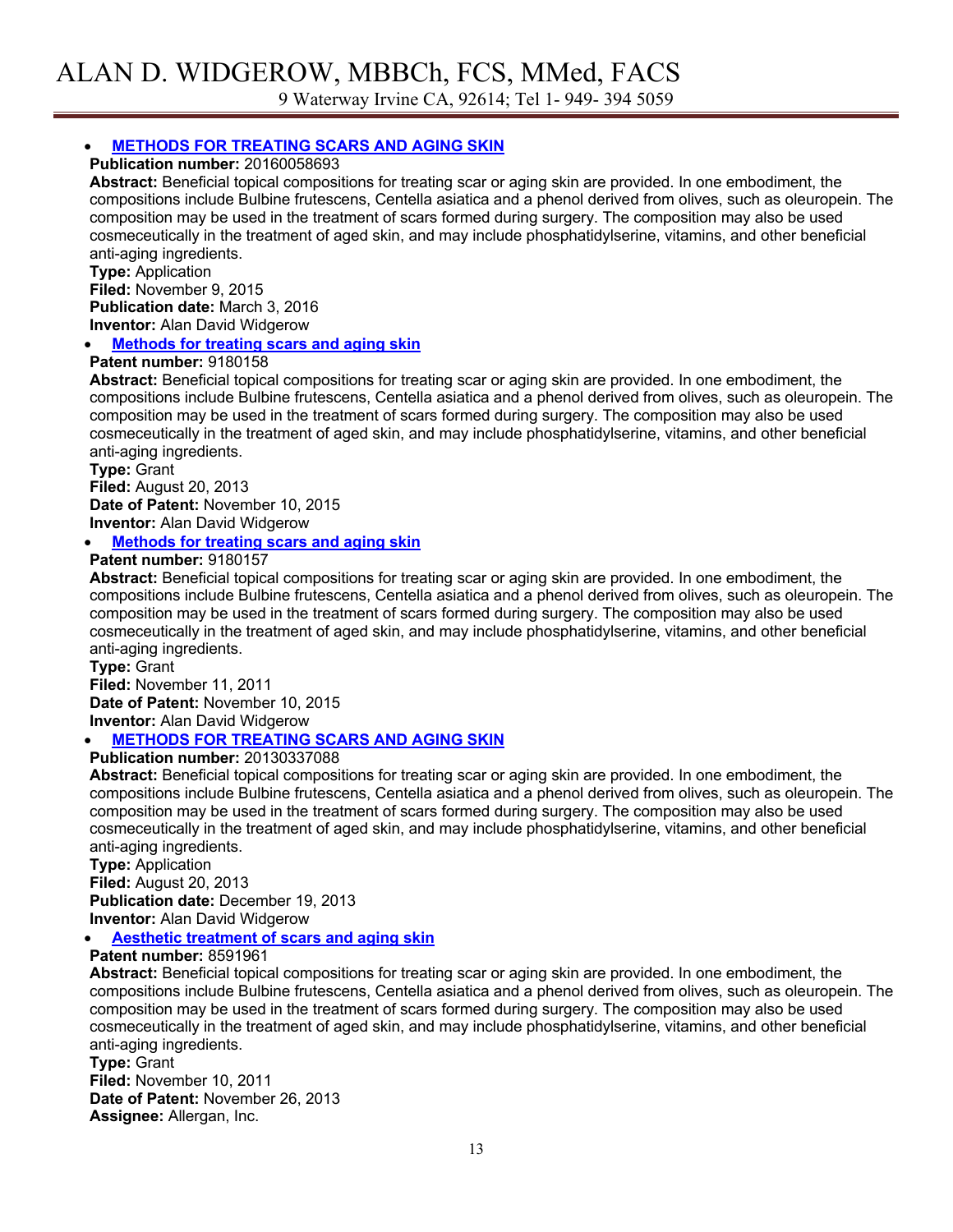- **METHODS FOR TREATING SCARS AND AGING SKIN**
  **Publication number:** 20160058693
  **Abstract:** Beneficial topical compositions for treating scar or aging skin are provided. In one embodiment, the compositions include Bulbine frutescens, Centella asiatica and a phenol derived from olives, such as oleuropein. The composition may be used in the treatment of scars formed during surgery. The composition may also be used cosmeceutically in the treatment of aged skin, and may include phosphatidylserine, vitamins, and other beneficial anti-aging ingredients.
  **Type:** Application
  **Filed:** November 9, 2015
  **Publication date:** March 3, 2016
  **Inventor:** Alan David Widgerow
- **Methods for treating scars and aging skin**
  **Patent number:** 9180158
  **Abstract:** Beneficial topical compositions for treating scar or aging skin are provided. In one embodiment, the compositions include Bulbine frutescens, Centella asiatica and a phenol derived from olives, such as oleuropein. The composition may be used in the treatment of scars formed during surgery. The composition may also be used cosmeceutically in the treatment of aged skin, and may include phosphatidylserine, vitamins, and other beneficial anti-aging ingredients.
  **Type:** Grant
  **Filed:** August 20, 2013
  **Date of Patent:** November 10, 2015
  **Inventor:** Alan David Widgerow
- **Methods for treating scars and aging skin**
  **Patent number:** 9180157
  **Abstract:** Beneficial topical compositions for treating scar or aging skin are provided. In one embodiment, the compositions include Bulbine frutescens, Centella asiatica and a phenol derived from olives, such as oleuropein. The composition may be used in the treatment of scars formed during surgery. The composition may also be used cosmeceutically in the treatment of aged skin, and may include phosphatidylserine, vitamins, and other beneficial anti-aging ingredients.
  **Type:** Grant
  **Filed:** November 11, 2011
  **Date of Patent:** November 10, 2015
  **Inventor:** Alan David Widgerow
- **METHODS FOR TREATING SCARS AND AGING SKIN**
  **Publication number:** 20130337088
  **Abstract:** Beneficial topical compositions for treating scar or aging skin are provided. In one embodiment, the compositions include Bulbine frutescens, Centella asiatica and a phenol derived from olives, such as oleuropein. The composition may be used in the treatment of scars formed during surgery. The composition may also be used cosmeceutically in the treatment of aged skin, and may include phosphatidylserine, vitamins, and other beneficial anti-aging ingredients.
  **Type:** Application
  **Filed:** August 20, 2013
  **Publication date:** December 19, 2013
  **Inventor:** Alan David Widgerow
- **Aesthetic treatment of scars and aging skin**
  **Patent number:** 8591961
  **Abstract:** Beneficial topical compositions for treating scar or aging skin are provided. In one embodiment, the compositions include Bulbine frutescens, Centella asiatica and a phenol derived from olives, such as oleuropein. The composition may be used in the treatment of scars formed during surgery. The composition may also be used cosmeceutically in the treatment of aged skin, and may include phosphatidylserine, vitamins, and other beneficial anti-aging ingredients.
  **Type:** Grant
  **Filed:** November 10, 2011
  **Date of Patent:** November 26, 2013
  **Assignee:** Allergan, Inc.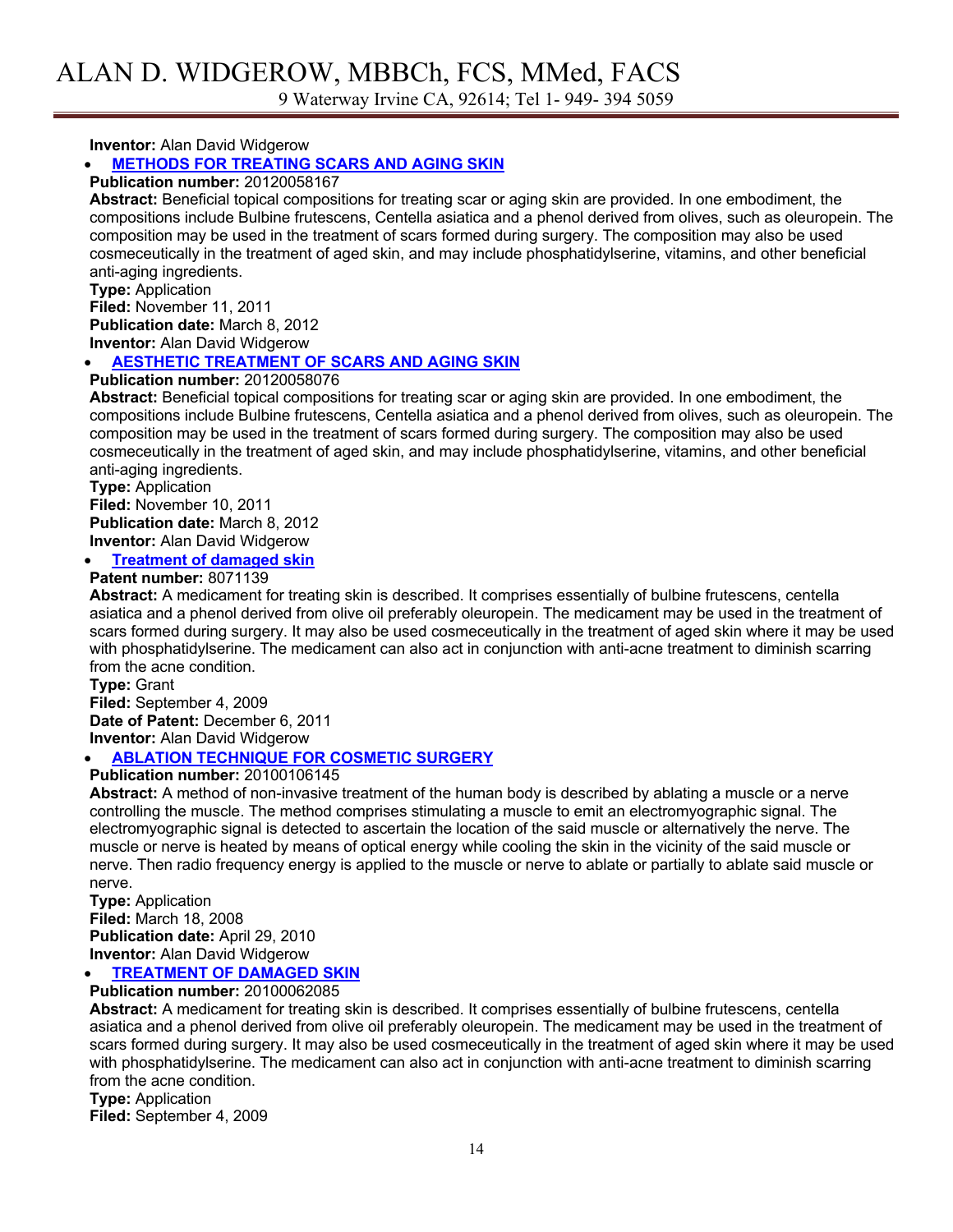**Inventor:** Alan David Widgerow

- **METHODS FOR TREATING SCARS AND AGING SKIN**

**Publication number:** 20120058167
**Abstract:** Beneficial topical compositions for treating scar or aging skin are provided. In one embodiment, the compositions include Bulbine frutescens, Centella asiatica and a phenol derived from olives, such as oleuropein. The composition may be used in the treatment of scars formed during surgery. The composition may also be used cosmeceutically in the treatment of aged skin, and may include phosphatidylserine, vitamins, and other beneficial anti-aging ingredients.
**Type:** Application
**Filed:** November 11, 2011
**Publication date:** March 8, 2012
**Inventor:** Alan David Widgerow

- **AESTHETIC TREATMENT OF SCARS AND AGING SKIN**

**Publication number:** 20120058076
**Abstract:** Beneficial topical compositions for treating scar or aging skin are provided. In one embodiment, the compositions include Bulbine frutescens, Centella asiatica and a phenol derived from olives, such as oleuropein. The composition may be used in the treatment of scars formed during surgery. The composition may also be used cosmeceutically in the treatment of aged skin, and may include phosphatidylserine, vitamins, and other beneficial anti-aging ingredients.
**Type:** Application
**Filed:** November 10, 2011
**Publication date:** March 8, 2012
**Inventor:** Alan David Widgerow

- **Treatment of damaged skin**

**Patent number:** 8071139
**Abstract:** A medicament for treating skin is described. It comprises essentially of bulbine frutescens, centella asiatica and a phenol derived from olive oil preferably oleuropein. The medicament may be used in the treatment of scars formed during surgery. It may also be used cosmeceutically in the treatment of aged skin where it may be used with phosphatidylserine. The medicament can also act in conjunction with anti-acne treatment to diminish scarring from the acne condition.
**Type:** Grant
**Filed:** September 4, 2009
**Date of Patent:** December 6, 2011
**Inventor:** Alan David Widgerow

- **ABLATION TECHNIQUE FOR COSMETIC SURGERY**

**Publication number:** 20100106145
**Abstract:** A method of non-invasive treatment of the human body is described by ablating a muscle or a nerve controlling the muscle. The method comprises stimulating a muscle to emit an electromyographic signal. The electromyographic signal is detected to ascertain the location of the said muscle or alternatively the nerve. The muscle or nerve is heated by means of optical energy while cooling the skin in the vicinity of the said muscle or nerve. Then radio frequency energy is applied to the muscle or nerve to ablate or partially to ablate said muscle or nerve.
**Type:** Application
**Filed:** March 18, 2008
**Publication date:** April 29, 2010
**Inventor:** Alan David Widgerow

- **TREATMENT OF DAMAGED SKIN**

**Publication number:** 20100062085
**Abstract:** A medicament for treating skin is described. It comprises essentially of bulbine frutescens, centella asiatica and a phenol derived from olive oil preferably oleuropein. The medicament may be used in the treatment of scars formed during surgery. It may also be used cosmeceutically in the treatment of aged skin where it may be used with phosphatidylserine. The medicament can also act in conjunction with anti-acne treatment to diminish scarring from the acne condition.
**Type:** Application
**Filed:** September 4, 2009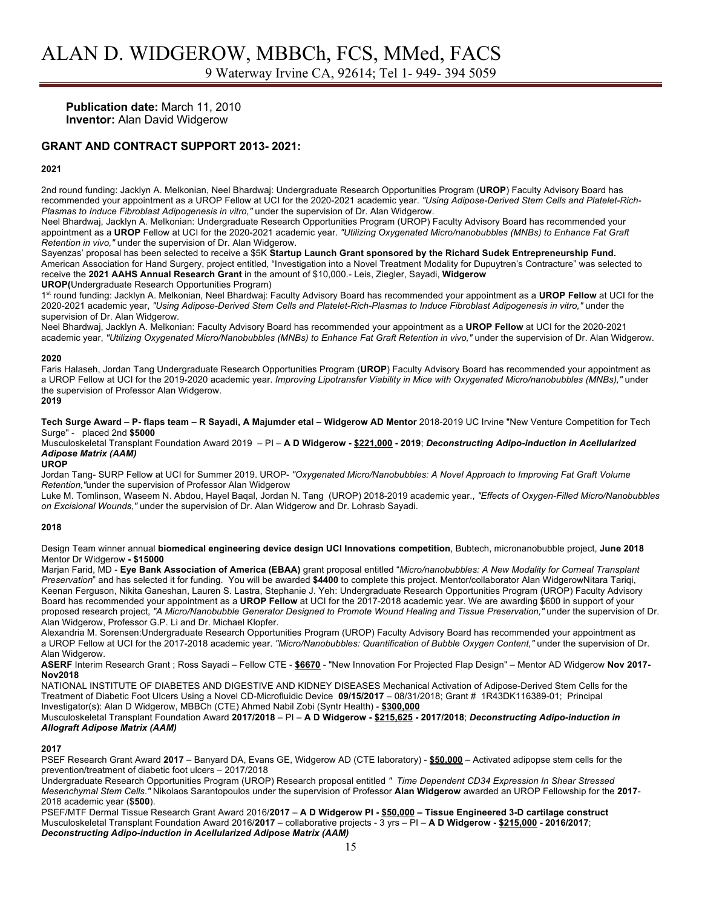**Publication date:** March 11, 2010
**Inventor:** Alan David Widgerow

## GRANT AND CONTRACT SUPPORT 2013- 2021:

**2021**

2nd round funding: Jacklyn A. Melkonian, Neel Bhardwaj: Undergraduate Research Opportunities Program (**UROP**) Faculty Advisory Board has recommended your appointment as a UROP Fellow at UCI for the 2020-2021 academic year. *"Using Adipose-Derived Stem Cells and Platelet-Rich-Plasmas to Induce Fibroblast Adipogenesis in vitro,"* under the supervision of Dr. Alan Widgerow.
Neel Bhardwaj, Jacklyn A. Melkonian: Undergraduate Research Opportunities Program (UROP) Faculty Advisory Board has recommended your appointment as a **UROP** Fellow at UCI for the 2020-2021 academic year. *"Utilizing Oxygenated Micro/nanobubbles (MNBs) to Enhance Fat Graft Retention in vivo,"* under the supervision of Dr. Alan Widgerow.
Sayenzas' proposal has been selected to receive a $5K **Startup Launch Grant sponsored by the Richard Sudek Entrepreneurship Fund.**
American Association for Hand Surgery, project entitled, "Investigation into a Novel Treatment Modality for Dupuytren's Contracture" was selected to receive the **2021 AAHS Annual Research Grant** in the amount of $10,000.- Leis, Ziegler, Sayadi, **Widgerow**
**UROP(**Undergraduate Research Opportunities Program)
1st round funding: Jacklyn A. Melkonian, Neel Bhardwaj: Faculty Advisory Board has recommended your appointment as a **UROP Fellow** at UCI for the 2020-2021 academic year, *"Using Adipose-Derived Stem Cells and Platelet-Rich-Plasmas to Induce Fibroblast Adipogenesis in vitro,"* under the supervision of Dr. Alan Widgerow.
Neel Bhardwaj, Jacklyn A. Melkonian: Faculty Advisory Board has recommended your appointment as a **UROP Fellow** at UCI for the 2020-2021 academic year, *"Utilizing Oxygenated Micro/Nanobubbles (MNBs) to Enhance Fat Graft Retention in vivo,"* under the supervision of Dr. Alan Widgerow.

**2020**

Faris Halaseh, Jordan Tang Undergraduate Research Opportunities Program (**UROP**) Faculty Advisory Board has recommended your appointment as a UROP Fellow at UCI for the 2019-2020 academic year. *Improving Lipotransfer Viability in Mice with Oxygenated Micro/nanobubbles (MNBs),"* under the supervision of Professor Alan Widgerow.

**2019**

**Tech Surge Award – P- flaps team – R Sayadi, A Majumder etal – Widgerow AD Mentor** 2018-2019 UC Irvine "New Venture Competition for Tech Surge" - placed 2nd **$5000**
Musculoskeletal Transplant Foundation Award 2019 – PI – **A D Widgerow - $221,000 - 2019**; ***Deconstructing Adipo-induction in Acellularized Adipose Matrix (AAM)***
**UROP**
Jordan Tang- SURP Fellow at UCI for Summer 2019. UROP- *"Oxygenated Micro/Nanobubbles: A Novel Approach to Improving Fat Graft Volume Retention,"* under the supervision of Professor Alan Widgerow
Luke M. Tomlinson, Waseem N. Abdou, Hayel Baqal, Jordan N. Tang (UROP) 2018-2019 academic year., *"Effects of Oxygen-Filled Micro/Nanobubbles on Excisional Wounds,"* under the supervision of Dr. Alan Widgerow and Dr. Lohrasb Sayadi.

**2018**

Design Team winner annual **biomedical engineering device design UCI Innovations competition**, Bubtech, micronanobubble project, **June 2018** Mentor Dr Widgerow **- $15000**
Marjan Farid, MD - **Eye Bank Association of America (EBAA)** grant proposal entitled "*Micro/nanobubbles: A New Modality for Corneal Transplant Preservation*" and has selected it for funding. You will be awarded **$4400** to complete this project. Mentor/collaborator Alan WidgerowNitara Tariqi, Keenan Ferguson, Nikita Ganeshan, Lauren S. Lastra, Stephanie J. Yeh: Undergraduate Research Opportunities Program (UROP) Faculty Advisory Board has recommended your appointment as a **UROP Fellow** at UCI for the 2017-2018 academic year. We are awarding $600 in support of your proposed research project, *"A Micro/Nanobubble Generator Designed to Promote Wound Healing and Tissue Preservation,"* under the supervision of Dr. Alan Widgerow, Professor G.P. Li and Dr. Michael Klopfer.
Alexandria M. Sorensen:Undergraduate Research Opportunities Program (UROP) Faculty Advisory Board has recommended your appointment as a UROP Fellow at UCI for the 2017-2018 academic year. *"Micro/Nanobubbles: Quantification of Bubble Oxygen Content,"* under the supervision of Dr. Alan Widgerow.
**ASERF** Interim Research Grant ; Ross Sayadi – Fellow CTE - **$6670** - "New Innovation For Projected Flap Design" – Mentor AD Widgerow **Nov 2017-Nov2018**
NATIONAL INSTITUTE OF DIABETES AND DIGESTIVE AND KIDNEY DISEASES Mechanical Activation of Adipose-Derived Stem Cells for the Treatment of Diabetic Foot Ulcers Using a Novel CD-Microfluidic Device **09/15/2017** – 08/31/2018; Grant # 1R43DK116389-01; Principal Investigator(s): Alan D Widgerow, MBBCh (CTE) Ahmed Nabil Zobi (Syntr Health) - **$300,000**
Musculoskeletal Transplant Foundation Award **2017/2018** – PI – **A D Widgerow - $215,625 - 2017/2018**; ***Deconstructing Adipo-induction in Allograft Adipose Matrix (AAM)***

**2017**

PSEF Research Grant Award **2017** – Banyard DA, Evans GE, Widgerow AD (CTE laboratory) - **$50,000** – Activated adipopse stem cells for the prevention/treatment of diabetic foot ulcers – 2017/2018
Undergraduate Research Opportunities Program (UROP) Research proposal entitled *" Time Dependent CD34 Expression In Shear Stressed Mesenchymal Stem Cells."* Nikolaos Sarantopoulos under the supervision of Professor **Alan Widgerow** awarded an UROP Fellowship for the **2017**-2018 academic year ($**500**).
PSEF/MTF Dermal Tissue Research Grant Award 2016/**2017** – **A D Widgerow PI - $50,000 – Tissue Engineered 3-D cartilage construct**
Musculoskeletal Transplant Foundation Award 2016/**2017** – collaborative projects - 3 yrs – PI – **A D Widgerow - $215,000 - 2016/2017**; ***Deconstructing Adipo-induction in Acellularized Adipose Matrix (AAM)***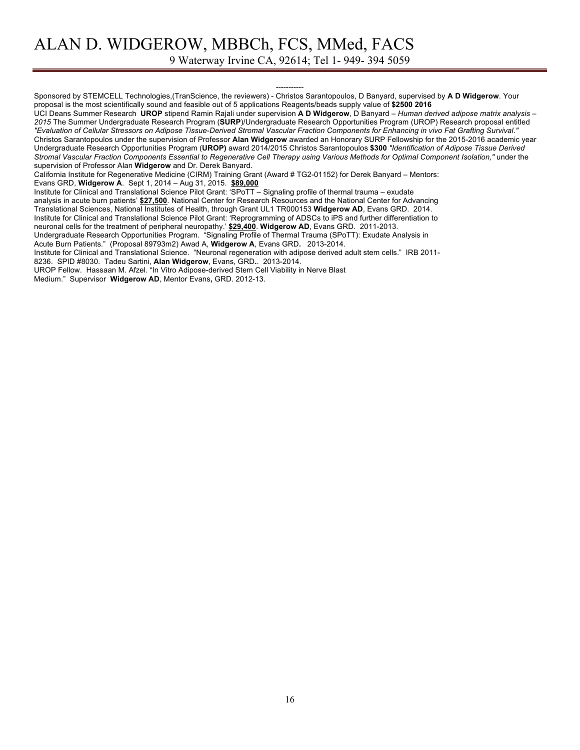-----------

Sponsored by STEMCELL Technologies,(TranScience, the reviewers) - Christos Sarantopoulos, D Banyard, supervised by **A D Widgerow**. Your proposal is the most scientifically sound and feasible out of 5 applications Reagents/beads supply value of **$2500 2016**

UCI Deans Summer Research **UROP** stipend Ramin Rajali under supervision **A D Widgerow**, D Banyard – *Human derived adipose matrix analysis – 2015* The Summer Undergraduate Research Program (**SURP**)/Undergraduate Research Opportunities Program (UROP) Research proposal entitled *"Evaluation of Cellular Stressors on Adipose Tissue-Derived Stromal Vascular Fraction Components for Enhancing in vivo Fat Grafting Survival."* Christos Sarantopoulos under the supervision of Professor **Alan Widgerow** awarded an Honorary SURP Fellowship for the 2015-2016 academic year

Undergraduate Research Opportunities Program (**UROP)** award 2014/2015 Christos Sarantopoulos **$300** *"Identification of Adipose Tissue Derived Stromal Vascular Fraction Components Essential to Regenerative Cell Therapy using Various Methods for Optimal Component Isolation,"* under the supervision of Professor Alan **Widgerow** and Dr. Derek Banyard.

California Institute for Regenerative Medicine (CIRM) Training Grant (Award # TG2-01152) for Derek Banyard – Mentors: Evans GRD, **Widgerow A**. Sept 1, 2014 – Aug 31, 2015. **$89,000**

Institute for Clinical and Translational Science Pilot Grant: 'SPoTT – Signaling profile of thermal trauma – exudate analysis in acute burn patients' **$27,500**. National Center for Research Resources and the National Center for Advancing Translational Sciences, National Institutes of Health, through Grant UL1 TR000153 **Widgerow AD**, Evans GRD. 2014.

Institute for Clinical and Translational Science Pilot Grant: 'Reprogramming of ADSCs to iPS and further differentiation to neuronal cells for the treatment of peripheral neuropathy.' **$29,400**. **Widgerow AD**, Evans GRD. 2011-2013.

Undergraduate Research Opportunities Program. "Signaling Profile of Thermal Trauma (SPoTT): Exudate Analysis in Acute Burn Patients." (Proposal 89793m2) Awad A, **Widgerow A**, Evans GRD**.** 2013-2014.

Institute for Clinical and Translational Science. "Neuronal regeneration with adipose derived adult stem cells." IRB 2011-8236. SPID #8030. Tadeu Sartini, **Alan Widgerow**, Evans, GRD**.**. 2013-2014.

UROP Fellow. Hassaan M. Afzel. "In Vitro Adipose-derived Stem Cell Viability in Nerve Blast Medium." Supervisor **Widgerow AD**, Mentor Evans**,** GRD. 2012-13.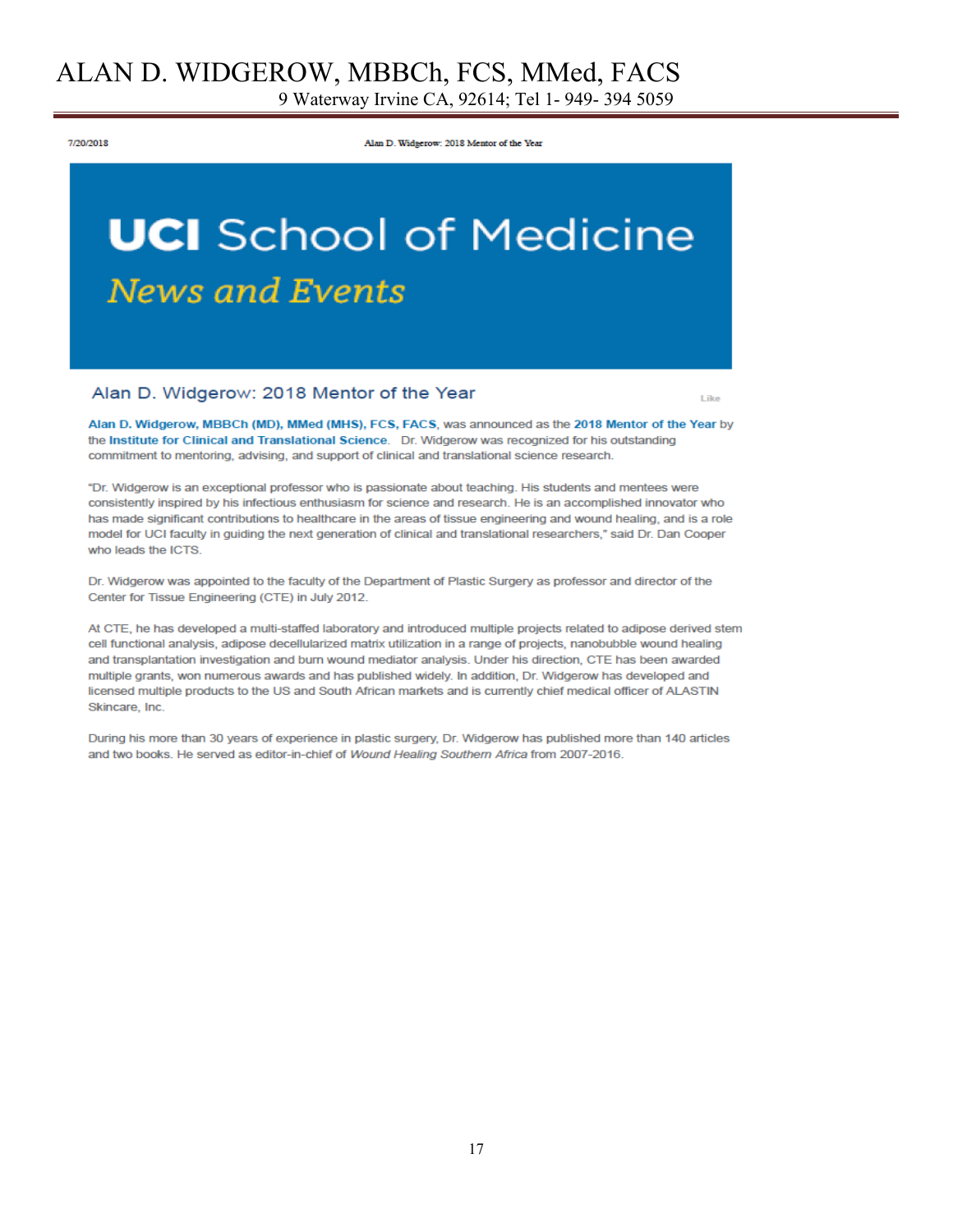# ALAN D. WIDGEROW, MBBCh, FCS, MMed, FACS

9 Waterway Irvine CA, 92614; Tel 1- 949- 394 5059

7/20/2018 Alan D. Widgerow: 2018 Mentor of the Year

**UCI** School of Medicine

*News and Events*

## Alan D. Widgerow: 2018 Mentor of the Year

Like

**Alan D. Widgerow, MBBCh (MD), MMed (MHS), FCS, FACS**, was announced as the **2018 Mentor of the Year** by the **Institute for Clinical and Translational Science**. Dr. Widgerow was recognized for his outstanding commitment to mentoring, advising, and support of clinical and translational science research.

"Dr. Widgerow is an exceptional professor who is passionate about teaching. His students and mentees were consistently inspired by his infectious enthusiasm for science and research. He is an accomplished innovator who has made significant contributions to healthcare in the areas of tissue engineering and wound healing, and is a role model for UCI faculty in guiding the next generation of clinical and translational researchers," said Dr. Dan Cooper who leads the ICTS.

Dr. Widgerow was appointed to the faculty of the Department of Plastic Surgery as professor and director of the Center for Tissue Engineering (CTE) in July 2012.

At CTE, he has developed a multi-staffed laboratory and introduced multiple projects related to adipose derived stem cell functional analysis, adipose decellularized matrix utilization in a range of projects, nanobubble wound healing and transplantation investigation and burn wound mediator analysis. Under his direction, CTE has been awarded multiple grants, won numerous awards and has published widely. In addition, Dr. Widgerow has developed and licensed multiple products to the US and South African markets and is currently chief medical officer of ALASTIN Skincare, Inc.

During his more than 30 years of experience in plastic surgery, Dr. Widgerow has published more than 140 articles and two books. He served as editor-in-chief of *Wound Healing Southern Africa* from 2007-2016.